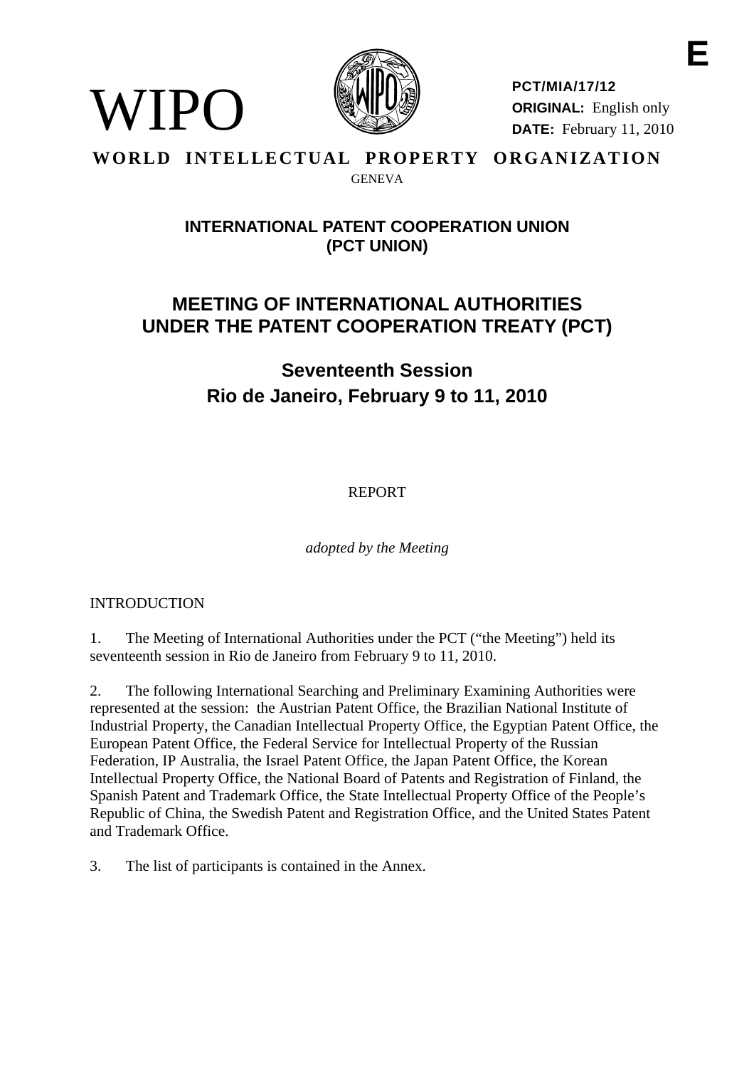**E**

WIPO

**PCT/MIA/17/12**
**ORIGINAL:** English only
**DATE:** February 11, 2010

**WORLD INTELLECTUAL PROPERTY ORGANIZATION**
GENEVA

## INTERNATIONAL PATENT COOPERATION UNION (PCT UNION)

# MEETING OF INTERNATIONAL AUTHORITIES UNDER THE PATENT COOPERATION TREATY (PCT)

## Seventeenth Session
## Rio de Janeiro, February 9 to 11, 2010

REPORT

*adopted by the Meeting*

INTRODUCTION

1. The Meeting of International Authorities under the PCT ("the Meeting") held its seventeenth session in Rio de Janeiro from February 9 to 11, 2010.

2. The following International Searching and Preliminary Examining Authorities were represented at the session: the Austrian Patent Office, the Brazilian National Institute of Industrial Property, the Canadian Intellectual Property Office, the Egyptian Patent Office, the European Patent Office, the Federal Service for Intellectual Property of the Russian Federation, IP Australia, the Israel Patent Office, the Japan Patent Office, the Korean Intellectual Property Office, the National Board of Patents and Registration of Finland, the Spanish Patent and Trademark Office, the State Intellectual Property Office of the People's Republic of China, the Swedish Patent and Registration Office, and the United States Patent and Trademark Office.

3. The list of participants is contained in the Annex.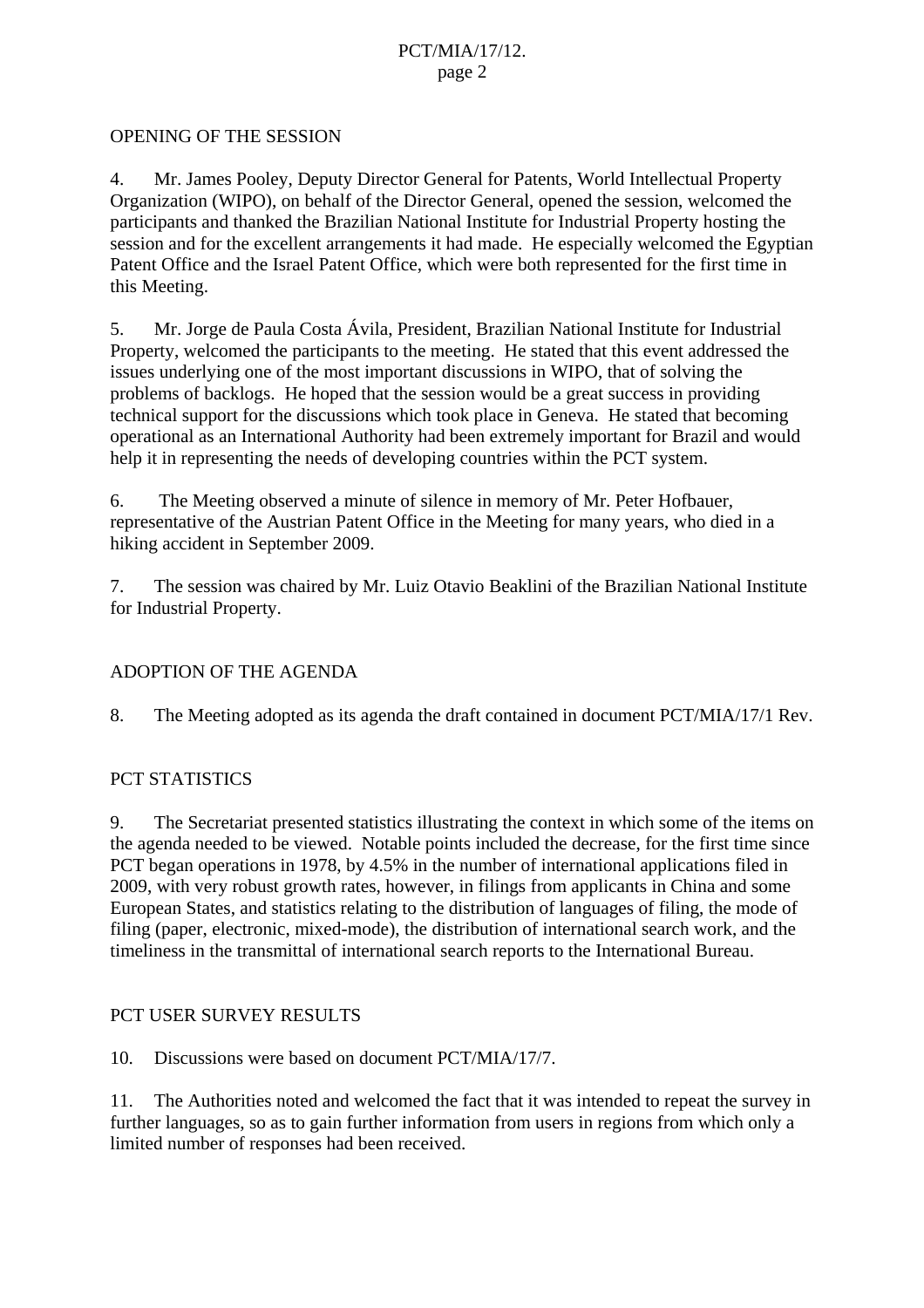## OPENING OF THE SESSION

4. Mr. James Pooley, Deputy Director General for Patents, World Intellectual Property Organization (WIPO), on behalf of the Director General, opened the session, welcomed the participants and thanked the Brazilian National Institute for Industrial Property hosting the session and for the excellent arrangements it had made. He especially welcomed the Egyptian Patent Office and the Israel Patent Office, which were both represented for the first time in this Meeting.

5. Mr. Jorge de Paula Costa Ávila, President, Brazilian National Institute for Industrial Property, welcomed the participants to the meeting. He stated that this event addressed the issues underlying one of the most important discussions in WIPO, that of solving the problems of backlogs. He hoped that the session would be a great success in providing technical support for the discussions which took place in Geneva. He stated that becoming operational as an International Authority had been extremely important for Brazil and would help it in representing the needs of developing countries within the PCT system.

6. The Meeting observed a minute of silence in memory of Mr. Peter Hofbauer, representative of the Austrian Patent Office in the Meeting for many years, who died in a hiking accident in September 2009.

7. The session was chaired by Mr. Luiz Otavio Beaklini of the Brazilian National Institute for Industrial Property.

## ADOPTION OF THE AGENDA

8. The Meeting adopted as its agenda the draft contained in document PCT/MIA/17/1 Rev.

## PCT STATISTICS

9. The Secretariat presented statistics illustrating the context in which some of the items on the agenda needed to be viewed. Notable points included the decrease, for the first time since PCT began operations in 1978, by 4.5% in the number of international applications filed in 2009, with very robust growth rates, however, in filings from applicants in China and some European States, and statistics relating to the distribution of languages of filing, the mode of filing (paper, electronic, mixed-mode), the distribution of international search work, and the timeliness in the transmittal of international search reports to the International Bureau.

## PCT USER SURVEY RESULTS

10. Discussions were based on document PCT/MIA/17/7.

11. The Authorities noted and welcomed the fact that it was intended to repeat the survey in further languages, so as to gain further information from users in regions from which only a limited number of responses had been received.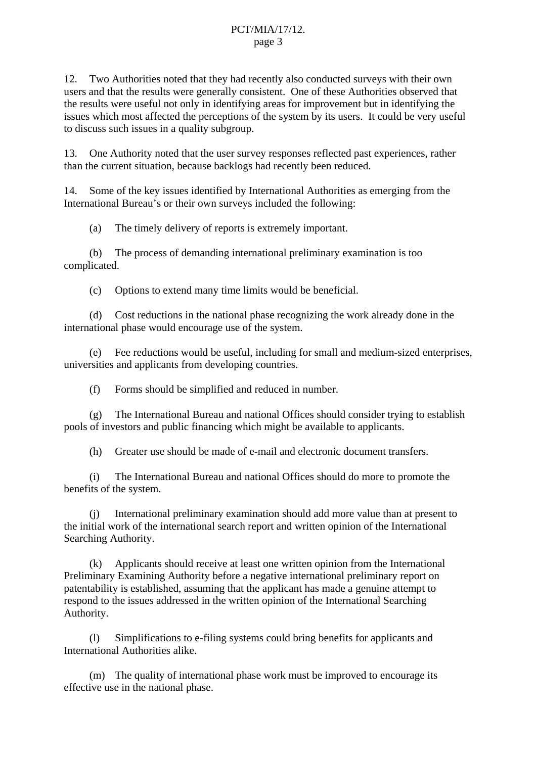12. Two Authorities noted that they had recently also conducted surveys with their own users and that the results were generally consistent. One of these Authorities observed that the results were useful not only in identifying areas for improvement but in identifying the issues which most affected the perceptions of the system by its users. It could be very useful to discuss such issues in a quality subgroup.

13. One Authority noted that the user survey responses reflected past experiences, rather than the current situation, because backlogs had recently been reduced.

14. Some of the key issues identified by International Authorities as emerging from the International Bureau's or their own surveys included the following:

(a) The timely delivery of reports is extremely important.

(b) The process of demanding international preliminary examination is too complicated.

(c) Options to extend many time limits would be beneficial.

(d) Cost reductions in the national phase recognizing the work already done in the international phase would encourage use of the system.

(e) Fee reductions would be useful, including for small and medium-sized enterprises, universities and applicants from developing countries.

(f) Forms should be simplified and reduced in number.

(g) The International Bureau and national Offices should consider trying to establish pools of investors and public financing which might be available to applicants.

(h) Greater use should be made of e-mail and electronic document transfers.

(i) The International Bureau and national Offices should do more to promote the benefits of the system.

(j) International preliminary examination should add more value than at present to the initial work of the international search report and written opinion of the International Searching Authority.

(k) Applicants should receive at least one written opinion from the International Preliminary Examining Authority before a negative international preliminary report on patentability is established, assuming that the applicant has made a genuine attempt to respond to the issues addressed in the written opinion of the International Searching Authority.

(l) Simplifications to e-filing systems could bring benefits for applicants and International Authorities alike.

(m) The quality of international phase work must be improved to encourage its effective use in the national phase.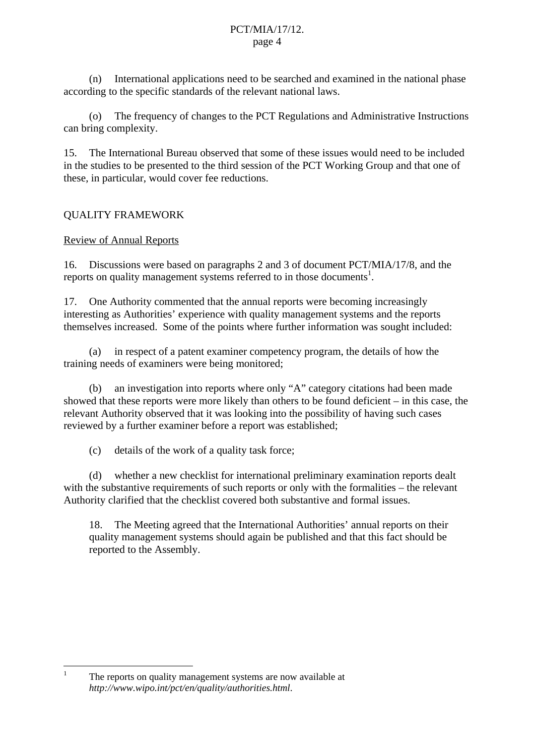(n) International applications need to be searched and examined in the national phase according to the specific standards of the relevant national laws.

(o) The frequency of changes to the PCT Regulations and Administrative Instructions can bring complexity.

15. The International Bureau observed that some of these issues would need to be included in the studies to be presented to the third session of the PCT Working Group and that one of these, in particular, would cover fee reductions.

## QUALITY FRAMEWORK

### Review of Annual Reports

16. Discussions were based on paragraphs 2 and 3 of document PCT/MIA/17/8, and the reports on quality management systems referred to in those documents[1].

17. One Authority commented that the annual reports were becoming increasingly interesting as Authorities' experience with quality management systems and the reports themselves increased. Some of the points where further information was sought included:

(a) in respect of a patent examiner competency program, the details of how the training needs of examiners were being monitored;

(b) an investigation into reports where only "A" category citations had been made showed that these reports were more likely than others to be found deficient – in this case, the relevant Authority observed that it was looking into the possibility of having such cases reviewed by a further examiner before a report was established;

(c) details of the work of a quality task force;

(d) whether a new checklist for international preliminary examination reports dealt with the substantive requirements of such reports or only with the formalities – the relevant Authority clarified that the checklist covered both substantive and formal issues.

> 18. The Meeting agreed that the International Authorities' annual reports on their quality management systems should again be published and that this fact should be reported to the Assembly.

---

[1] The reports on quality management systems are now available at *http://www.wipo.int/pct/en/quality/authorities.html*.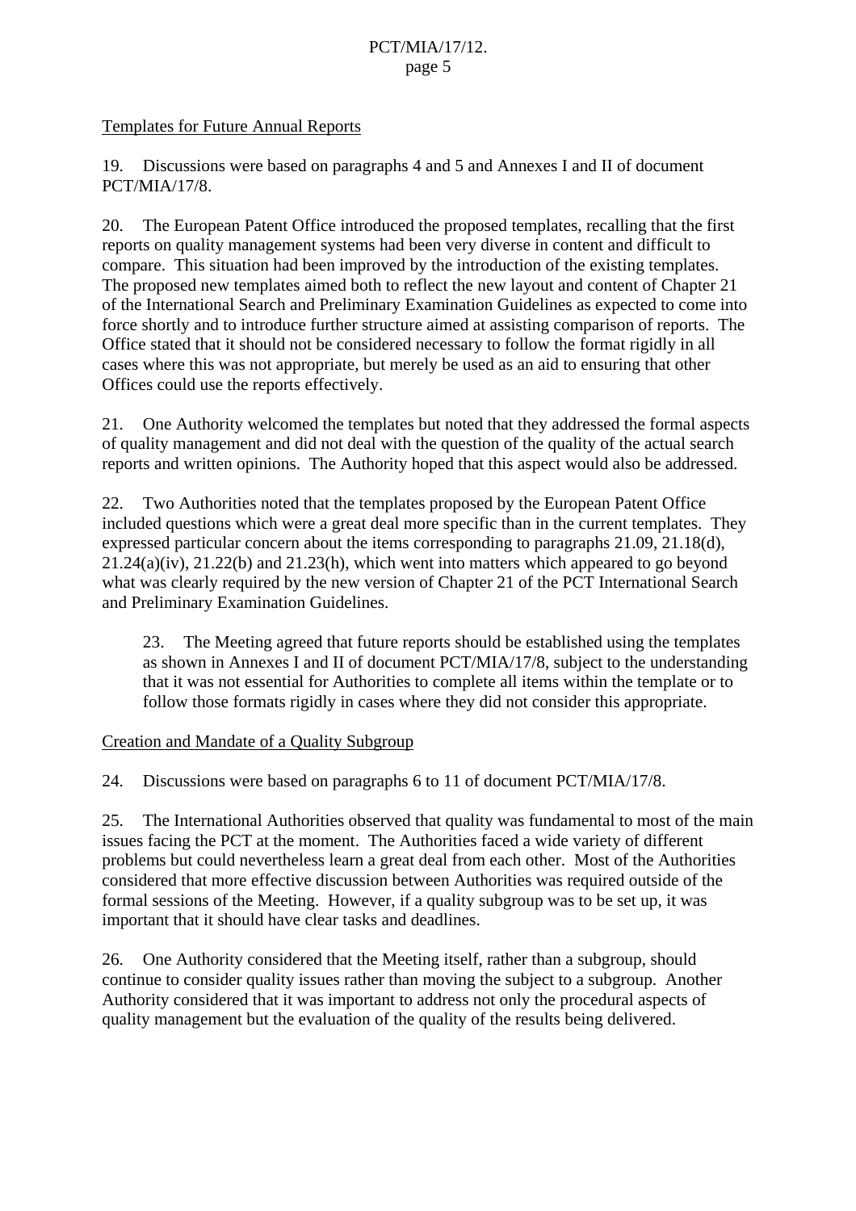Templates for Future Annual Reports

19. Discussions were based on paragraphs 4 and 5 and Annexes I and II of document PCT/MIA/17/8.

20. The European Patent Office introduced the proposed templates, recalling that the first reports on quality management systems had been very diverse in content and difficult to compare. This situation had been improved by the introduction of the existing templates. The proposed new templates aimed both to reflect the new layout and content of Chapter 21 of the International Search and Preliminary Examination Guidelines as expected to come into force shortly and to introduce further structure aimed at assisting comparison of reports. The Office stated that it should not be considered necessary to follow the format rigidly in all cases where this was not appropriate, but merely be used as an aid to ensuring that other Offices could use the reports effectively.

21. One Authority welcomed the templates but noted that they addressed the formal aspects of quality management and did not deal with the question of the quality of the actual search reports and written opinions. The Authority hoped that this aspect would also be addressed.

22. Two Authorities noted that the templates proposed by the European Patent Office included questions which were a great deal more specific than in the current templates. They expressed particular concern about the items corresponding to paragraphs 21.09, 21.18(d), 21.24(a)(iv), 21.22(b) and 21.23(h), which went into matters which appeared to go beyond what was clearly required by the new version of Chapter 21 of the PCT International Search and Preliminary Examination Guidelines.

> 23. The Meeting agreed that future reports should be established using the templates as shown in Annexes I and II of document PCT/MIA/17/8, subject to the understanding that it was not essential for Authorities to complete all items within the template or to follow those formats rigidly in cases where they did not consider this appropriate.

Creation and Mandate of a Quality Subgroup

24. Discussions were based on paragraphs 6 to 11 of document PCT/MIA/17/8.

25. The International Authorities observed that quality was fundamental to most of the main issues facing the PCT at the moment. The Authorities faced a wide variety of different problems but could nevertheless learn a great deal from each other. Most of the Authorities considered that more effective discussion between Authorities was required outside of the formal sessions of the Meeting. However, if a quality subgroup was to be set up, it was important that it should have clear tasks and deadlines.

26. One Authority considered that the Meeting itself, rather than a subgroup, should continue to consider quality issues rather than moving the subject to a subgroup. Another Authority considered that it was important to address not only the procedural aspects of quality management but the evaluation of the quality of the results being delivered.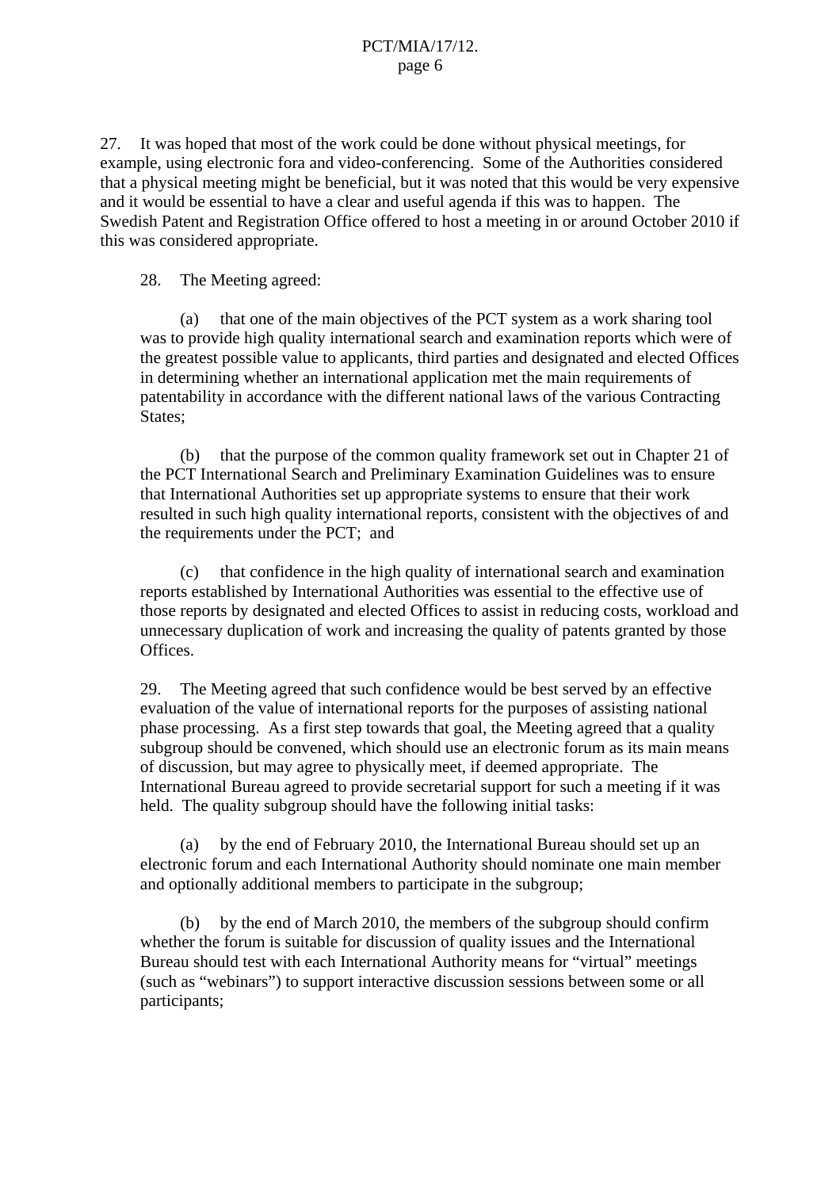27. It was hoped that most of the work could be done without physical meetings, for example, using electronic fora and video-conferencing. Some of the Authorities considered that a physical meeting might be beneficial, but it was noted that this would be very expensive and it would be essential to have a clear and useful agenda if this was to happen. The Swedish Patent and Registration Office offered to host a meeting in or around October 2010 if this was considered appropriate.

28. The Meeting agreed:

(a) that one of the main objectives of the PCT system as a work sharing tool was to provide high quality international search and examination reports which were of the greatest possible value to applicants, third parties and designated and elected Offices in determining whether an international application met the main requirements of patentability in accordance with the different national laws of the various Contracting States;

(b) that the purpose of the common quality framework set out in Chapter 21 of the PCT International Search and Preliminary Examination Guidelines was to ensure that International Authorities set up appropriate systems to ensure that their work resulted in such high quality international reports, consistent with the objectives of and the requirements under the PCT; and

(c) that confidence in the high quality of international search and examination reports established by International Authorities was essential to the effective use of those reports by designated and elected Offices to assist in reducing costs, workload and unnecessary duplication of work and increasing the quality of patents granted by those Offices.

29. The Meeting agreed that such confidence would be best served by an effective evaluation of the value of international reports for the purposes of assisting national phase processing. As a first step towards that goal, the Meeting agreed that a quality subgroup should be convened, which should use an electronic forum as its main means of discussion, but may agree to physically meet, if deemed appropriate. The International Bureau agreed to provide secretarial support for such a meeting if it was held. The quality subgroup should have the following initial tasks:

(a) by the end of February 2010, the International Bureau should set up an electronic forum and each International Authority should nominate one main member and optionally additional members to participate in the subgroup;

(b) by the end of March 2010, the members of the subgroup should confirm whether the forum is suitable for discussion of quality issues and the International Bureau should test with each International Authority means for "virtual" meetings (such as "webinars") to support interactive discussion sessions between some or all participants;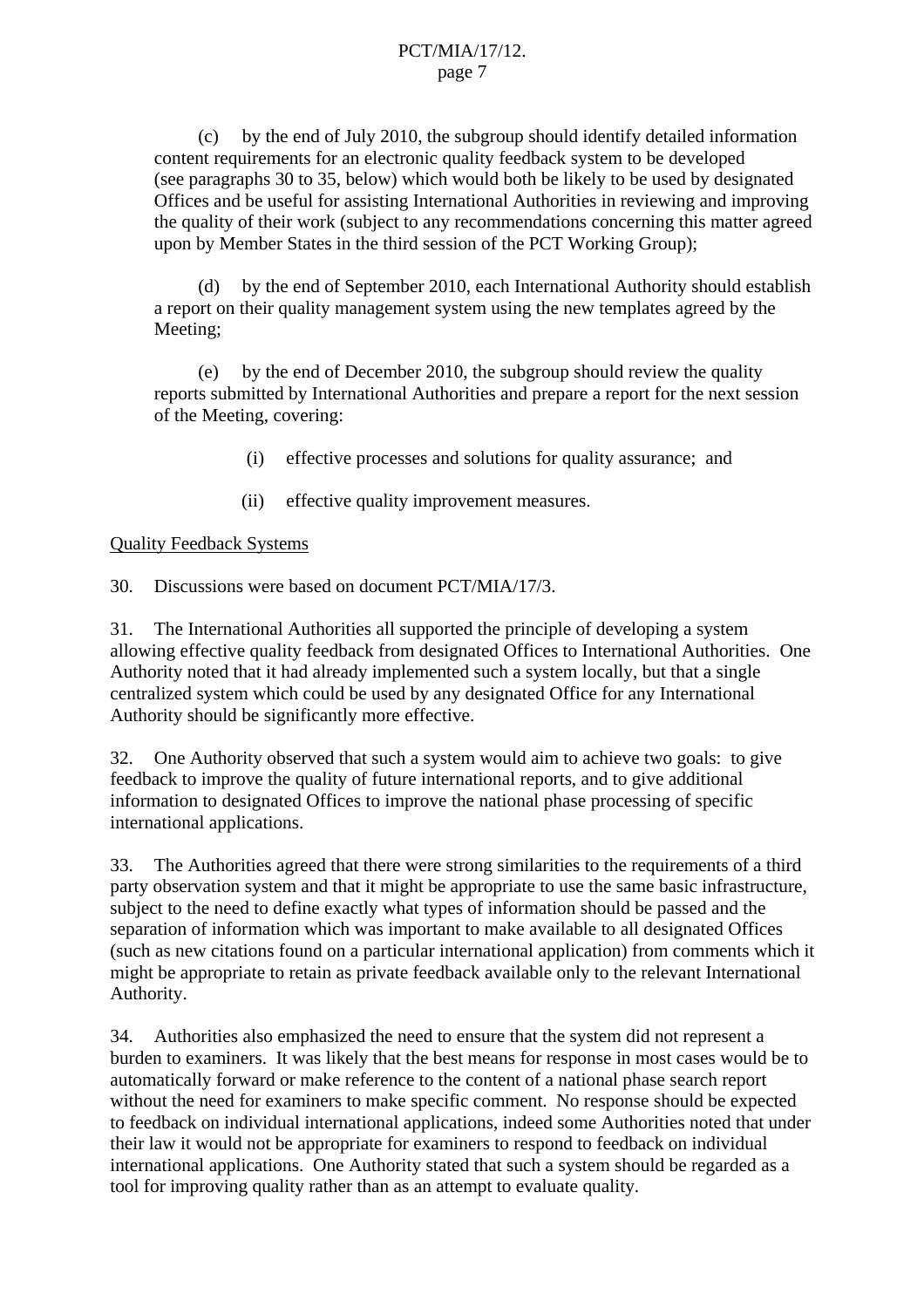(c) by the end of July 2010, the subgroup should identify detailed information content requirements for an electronic quality feedback system to be developed (see paragraphs 30 to 35, below) which would both be likely to be used by designated Offices and be useful for assisting International Authorities in reviewing and improving the quality of their work (subject to any recommendations concerning this matter agreed upon by Member States in the third session of the PCT Working Group);

(d) by the end of September 2010, each International Authority should establish a report on their quality management system using the new templates agreed by the Meeting;

(e) by the end of December 2010, the subgroup should review the quality reports submitted by International Authorities and prepare a report for the next session of the Meeting, covering:

(i) effective processes and solutions for quality assurance; and

(ii) effective quality improvement measures.

Quality Feedback Systems

30. Discussions were based on document PCT/MIA/17/3.

31. The International Authorities all supported the principle of developing a system allowing effective quality feedback from designated Offices to International Authorities. One Authority noted that it had already implemented such a system locally, but that a single centralized system which could be used by any designated Office for any International Authority should be significantly more effective.

32. One Authority observed that such a system would aim to achieve two goals: to give feedback to improve the quality of future international reports, and to give additional information to designated Offices to improve the national phase processing of specific international applications.

33. The Authorities agreed that there were strong similarities to the requirements of a third party observation system and that it might be appropriate to use the same basic infrastructure, subject to the need to define exactly what types of information should be passed and the separation of information which was important to make available to all designated Offices (such as new citations found on a particular international application) from comments which it might be appropriate to retain as private feedback available only to the relevant International Authority.

34. Authorities also emphasized the need to ensure that the system did not represent a burden to examiners. It was likely that the best means for response in most cases would be to automatically forward or make reference to the content of a national phase search report without the need for examiners to make specific comment. No response should be expected to feedback on individual international applications, indeed some Authorities noted that under their law it would not be appropriate for examiners to respond to feedback on individual international applications. One Authority stated that such a system should be regarded as a tool for improving quality rather than as an attempt to evaluate quality.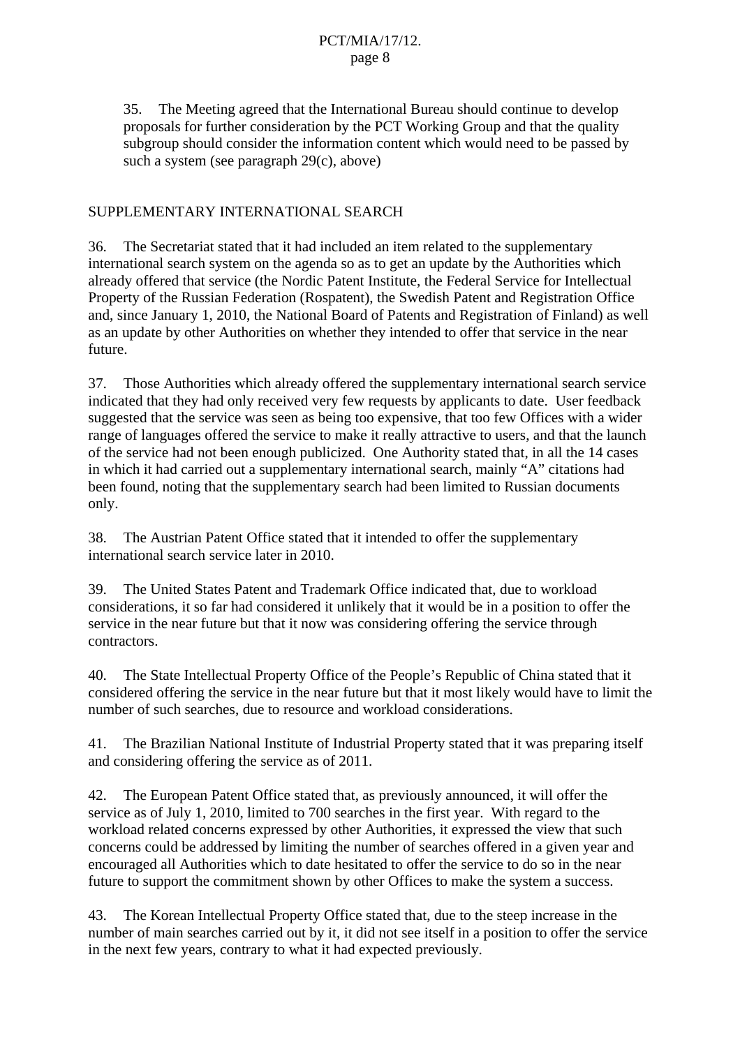35. The Meeting agreed that the International Bureau should continue to develop proposals for further consideration by the PCT Working Group and that the quality subgroup should consider the information content which would need to be passed by such a system (see paragraph 29(c), above)

## SUPPLEMENTARY INTERNATIONAL SEARCH

36. The Secretariat stated that it had included an item related to the supplementary international search system on the agenda so as to get an update by the Authorities which already offered that service (the Nordic Patent Institute, the Federal Service for Intellectual Property of the Russian Federation (Rospatent), the Swedish Patent and Registration Office and, since January 1, 2010, the National Board of Patents and Registration of Finland) as well as an update by other Authorities on whether they intended to offer that service in the near future.

37. Those Authorities which already offered the supplementary international search service indicated that they had only received very few requests by applicants to date. User feedback suggested that the service was seen as being too expensive, that too few Offices with a wider range of languages offered the service to make it really attractive to users, and that the launch of the service had not been enough publicized. One Authority stated that, in all the 14 cases in which it had carried out a supplementary international search, mainly "A" citations had been found, noting that the supplementary search had been limited to Russian documents only.

38. The Austrian Patent Office stated that it intended to offer the supplementary international search service later in 2010.

39. The United States Patent and Trademark Office indicated that, due to workload considerations, it so far had considered it unlikely that it would be in a position to offer the service in the near future but that it now was considering offering the service through contractors.

40. The State Intellectual Property Office of the People's Republic of China stated that it considered offering the service in the near future but that it most likely would have to limit the number of such searches, due to resource and workload considerations.

41. The Brazilian National Institute of Industrial Property stated that it was preparing itself and considering offering the service as of 2011.

42. The European Patent Office stated that, as previously announced, it will offer the service as of July 1, 2010, limited to 700 searches in the first year. With regard to the workload related concerns expressed by other Authorities, it expressed the view that such concerns could be addressed by limiting the number of searches offered in a given year and encouraged all Authorities which to date hesitated to offer the service to do so in the near future to support the commitment shown by other Offices to make the system a success.

43. The Korean Intellectual Property Office stated that, due to the steep increase in the number of main searches carried out by it, it did not see itself in a position to offer the service in the next few years, contrary to what it had expected previously.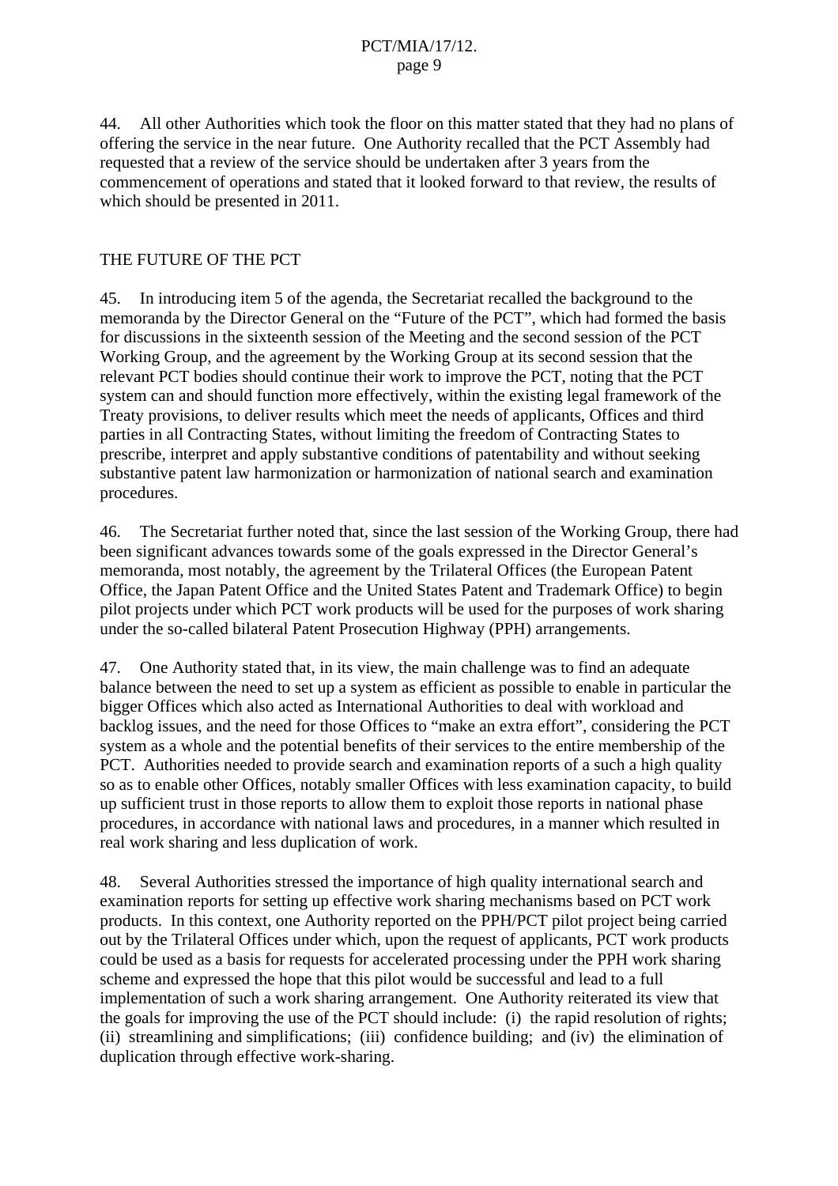44. All other Authorities which took the floor on this matter stated that they had no plans of offering the service in the near future. One Authority recalled that the PCT Assembly had requested that a review of the service should be undertaken after 3 years from the commencement of operations and stated that it looked forward to that review, the results of which should be presented in 2011.

## THE FUTURE OF THE PCT

45. In introducing item 5 of the agenda, the Secretariat recalled the background to the memoranda by the Director General on the "Future of the PCT", which had formed the basis for discussions in the sixteenth session of the Meeting and the second session of the PCT Working Group, and the agreement by the Working Group at its second session that the relevant PCT bodies should continue their work to improve the PCT, noting that the PCT system can and should function more effectively, within the existing legal framework of the Treaty provisions, to deliver results which meet the needs of applicants, Offices and third parties in all Contracting States, without limiting the freedom of Contracting States to prescribe, interpret and apply substantive conditions of patentability and without seeking substantive patent law harmonization or harmonization of national search and examination procedures.

46. The Secretariat further noted that, since the last session of the Working Group, there had been significant advances towards some of the goals expressed in the Director General's memoranda, most notably, the agreement by the Trilateral Offices (the European Patent Office, the Japan Patent Office and the United States Patent and Trademark Office) to begin pilot projects under which PCT work products will be used for the purposes of work sharing under the so-called bilateral Patent Prosecution Highway (PPH) arrangements.

47. One Authority stated that, in its view, the main challenge was to find an adequate balance between the need to set up a system as efficient as possible to enable in particular the bigger Offices which also acted as International Authorities to deal with workload and backlog issues, and the need for those Offices to "make an extra effort", considering the PCT system as a whole and the potential benefits of their services to the entire membership of the PCT. Authorities needed to provide search and examination reports of a such a high quality so as to enable other Offices, notably smaller Offices with less examination capacity, to build up sufficient trust in those reports to allow them to exploit those reports in national phase procedures, in accordance with national laws and procedures, in a manner which resulted in real work sharing and less duplication of work.

48. Several Authorities stressed the importance of high quality international search and examination reports for setting up effective work sharing mechanisms based on PCT work products. In this context, one Authority reported on the PPH/PCT pilot project being carried out by the Trilateral Offices under which, upon the request of applicants, PCT work products could be used as a basis for requests for accelerated processing under the PPH work sharing scheme and expressed the hope that this pilot would be successful and lead to a full implementation of such a work sharing arrangement. One Authority reiterated its view that the goals for improving the use of the PCT should include: (i) the rapid resolution of rights; (ii) streamlining and simplifications; (iii) confidence building; and (iv) the elimination of duplication through effective work-sharing.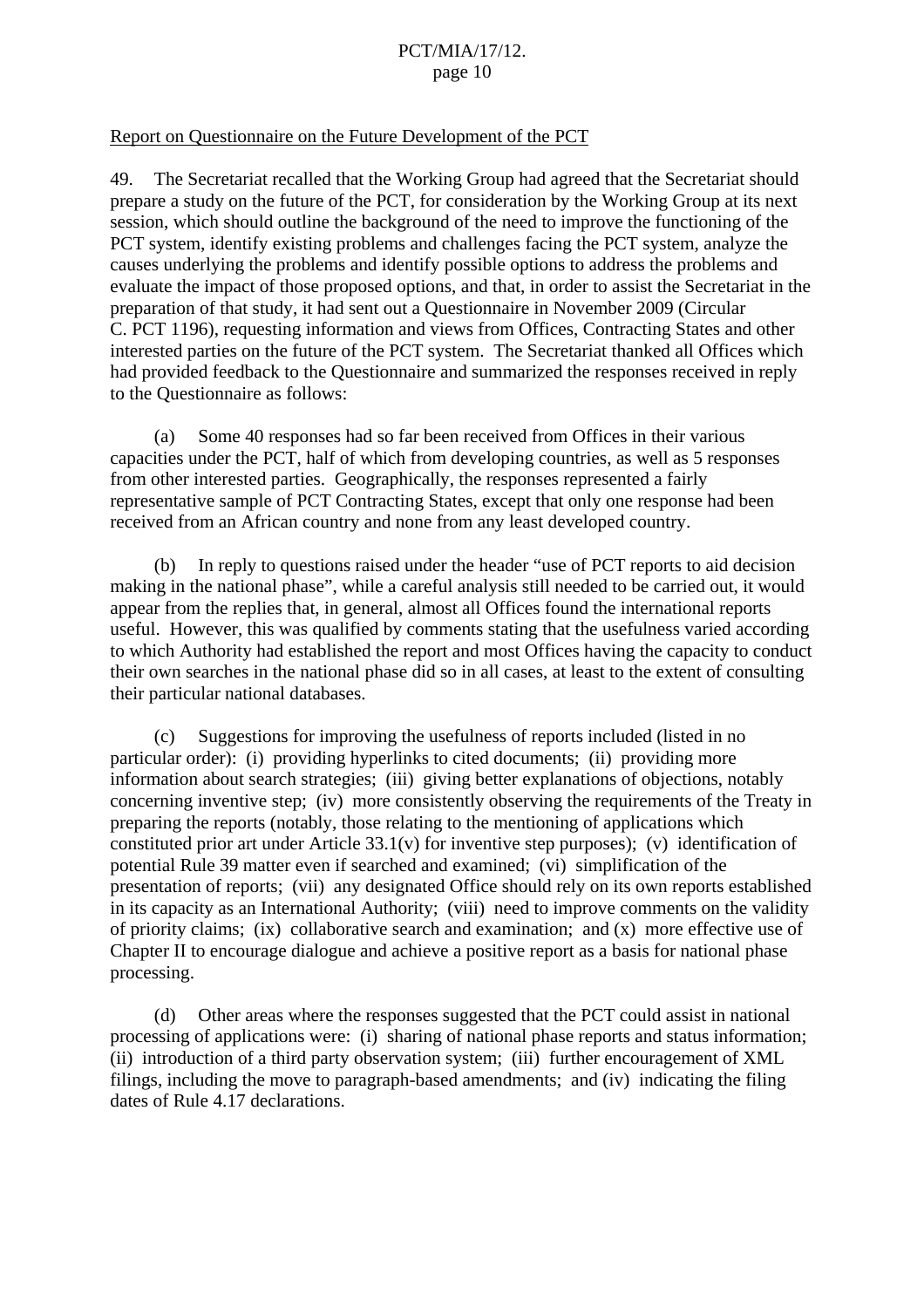Report on Questionnaire on the Future Development of the PCT

49. The Secretariat recalled that the Working Group had agreed that the Secretariat should prepare a study on the future of the PCT, for consideration by the Working Group at its next session, which should outline the background of the need to improve the functioning of the PCT system, identify existing problems and challenges facing the PCT system, analyze the causes underlying the problems and identify possible options to address the problems and evaluate the impact of those proposed options, and that, in order to assist the Secretariat in the preparation of that study, it had sent out a Questionnaire in November 2009 (Circular C. PCT 1196), requesting information and views from Offices, Contracting States and other interested parties on the future of the PCT system. The Secretariat thanked all Offices which had provided feedback to the Questionnaire and summarized the responses received in reply to the Questionnaire as follows:

(a) Some 40 responses had so far been received from Offices in their various capacities under the PCT, half of which from developing countries, as well as 5 responses from other interested parties. Geographically, the responses represented a fairly representative sample of PCT Contracting States, except that only one response had been received from an African country and none from any least developed country.

(b) In reply to questions raised under the header "use of PCT reports to aid decision making in the national phase", while a careful analysis still needed to be carried out, it would appear from the replies that, in general, almost all Offices found the international reports useful. However, this was qualified by comments stating that the usefulness varied according to which Authority had established the report and most Offices having the capacity to conduct their own searches in the national phase did so in all cases, at least to the extent of consulting their particular national databases.

(c) Suggestions for improving the usefulness of reports included (listed in no particular order): (i) providing hyperlinks to cited documents; (ii) providing more information about search strategies; (iii) giving better explanations of objections, notably concerning inventive step; (iv) more consistently observing the requirements of the Treaty in preparing the reports (notably, those relating to the mentioning of applications which constituted prior art under Article 33.1(v) for inventive step purposes); (v) identification of potential Rule 39 matter even if searched and examined; (vi) simplification of the presentation of reports; (vii) any designated Office should rely on its own reports established in its capacity as an International Authority; (viii) need to improve comments on the validity of priority claims; (ix) collaborative search and examination; and (x) more effective use of Chapter II to encourage dialogue and achieve a positive report as a basis for national phase processing.

(d) Other areas where the responses suggested that the PCT could assist in national processing of applications were: (i) sharing of national phase reports and status information; (ii) introduction of a third party observation system; (iii) further encouragement of XML filings, including the move to paragraph-based amendments; and (iv) indicating the filing dates of Rule 4.17 declarations.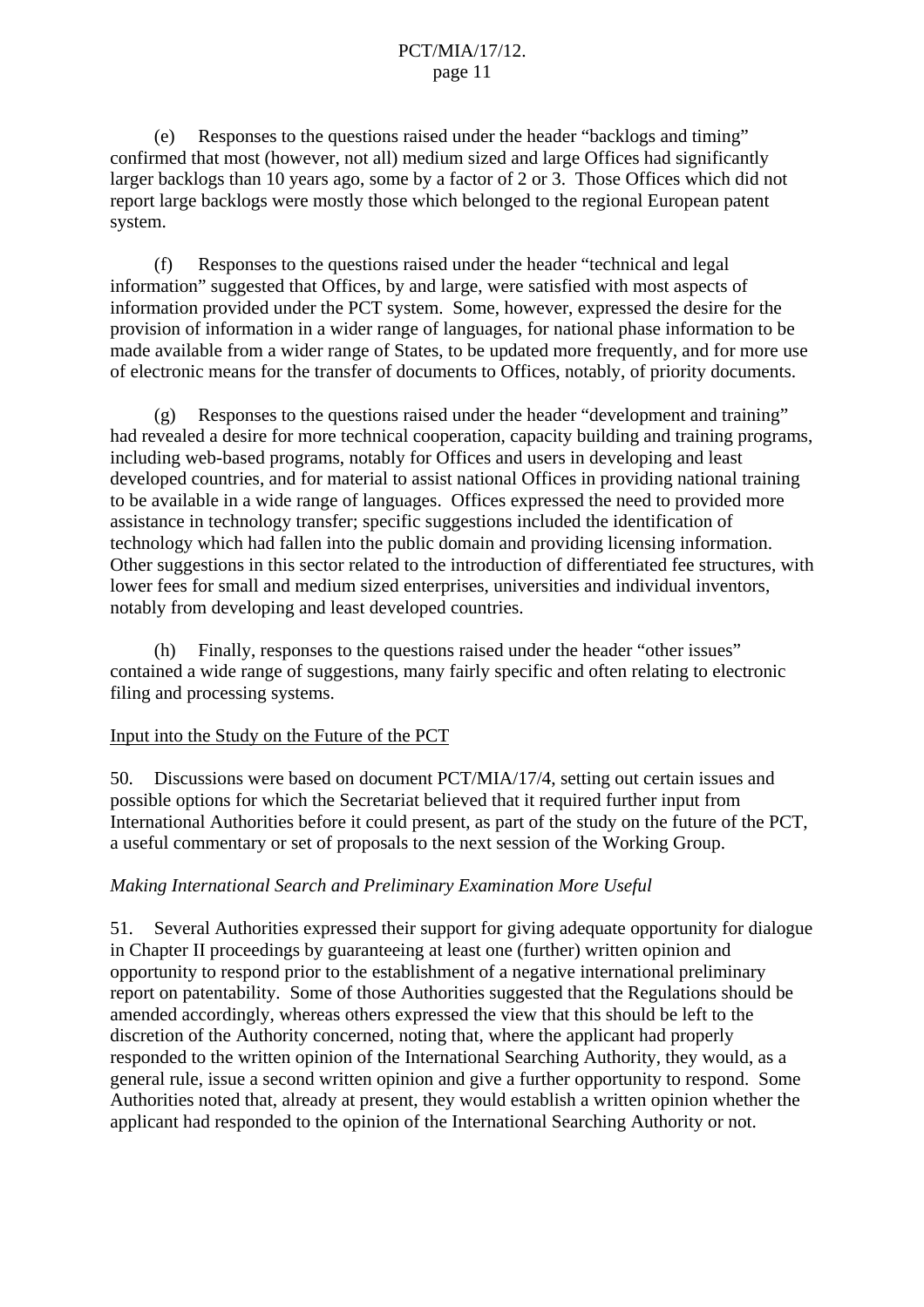(e) Responses to the questions raised under the header "backlogs and timing" confirmed that most (however, not all) medium sized and large Offices had significantly larger backlogs than 10 years ago, some by a factor of 2 or 3. Those Offices which did not report large backlogs were mostly those which belonged to the regional European patent system.

(f) Responses to the questions raised under the header "technical and legal information" suggested that Offices, by and large, were satisfied with most aspects of information provided under the PCT system. Some, however, expressed the desire for the provision of information in a wider range of languages, for national phase information to be made available from a wider range of States, to be updated more frequently, and for more use of electronic means for the transfer of documents to Offices, notably, of priority documents.

(g) Responses to the questions raised under the header "development and training" had revealed a desire for more technical cooperation, capacity building and training programs, including web-based programs, notably for Offices and users in developing and least developed countries, and for material to assist national Offices in providing national training to be available in a wide range of languages. Offices expressed the need to provided more assistance in technology transfer; specific suggestions included the identification of technology which had fallen into the public domain and providing licensing information. Other suggestions in this sector related to the introduction of differentiated fee structures, with lower fees for small and medium sized enterprises, universities and individual inventors, notably from developing and least developed countries.

(h) Finally, responses to the questions raised under the header "other issues" contained a wide range of suggestions, many fairly specific and often relating to electronic filing and processing systems.

Input into the Study on the Future of the PCT

50. Discussions were based on document PCT/MIA/17/4, setting out certain issues and possible options for which the Secretariat believed that it required further input from International Authorities before it could present, as part of the study on the future of the PCT, a useful commentary or set of proposals to the next session of the Working Group.

*Making International Search and Preliminary Examination More Useful*

51. Several Authorities expressed their support for giving adequate opportunity for dialogue in Chapter II proceedings by guaranteeing at least one (further) written opinion and opportunity to respond prior to the establishment of a negative international preliminary report on patentability. Some of those Authorities suggested that the Regulations should be amended accordingly, whereas others expressed the view that this should be left to the discretion of the Authority concerned, noting that, where the applicant had properly responded to the written opinion of the International Searching Authority, they would, as a general rule, issue a second written opinion and give a further opportunity to respond. Some Authorities noted that, already at present, they would establish a written opinion whether the applicant had responded to the opinion of the International Searching Authority or not.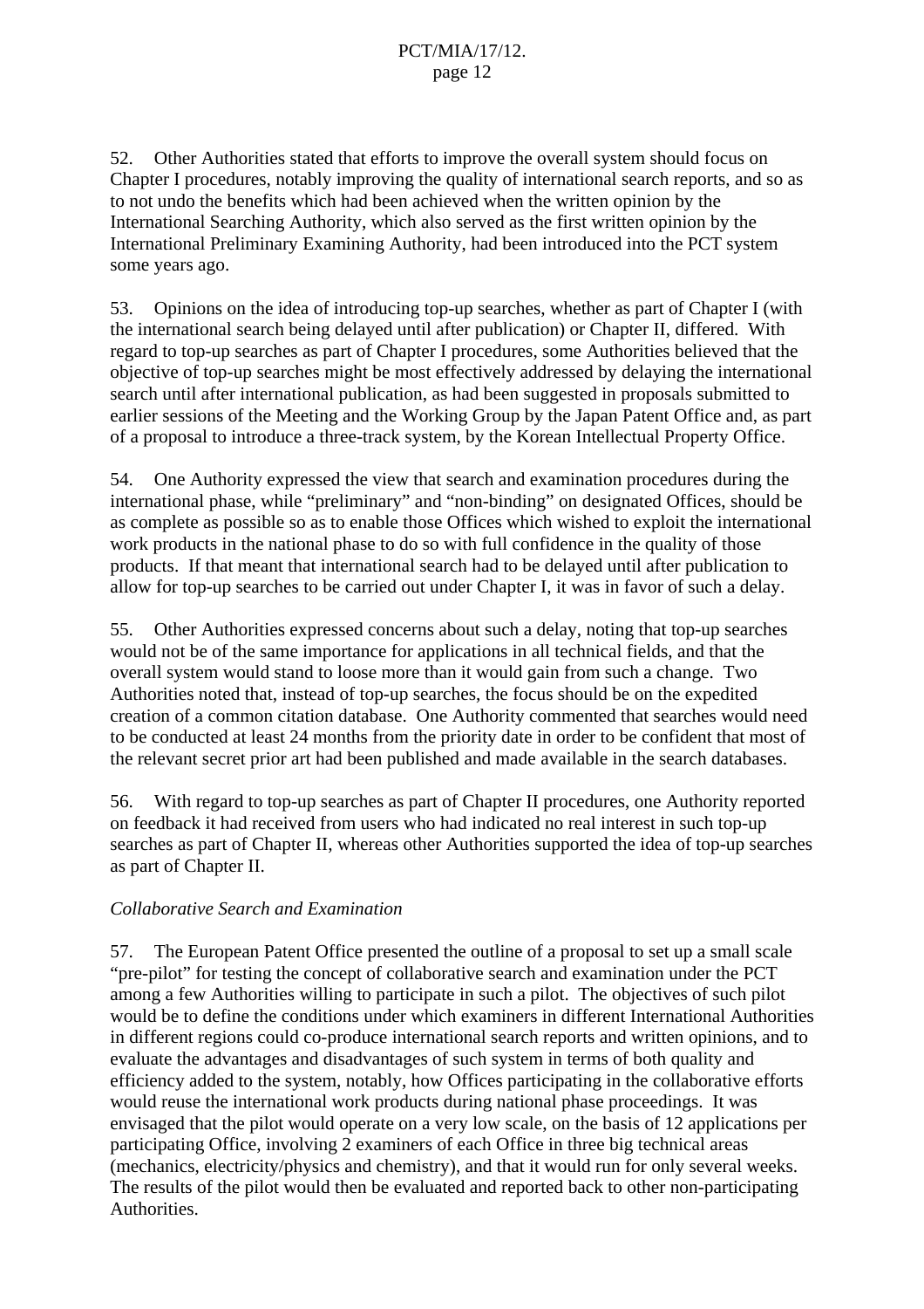52. Other Authorities stated that efforts to improve the overall system should focus on Chapter I procedures, notably improving the quality of international search reports, and so as to not undo the benefits which had been achieved when the written opinion by the International Searching Authority, which also served as the first written opinion by the International Preliminary Examining Authority, had been introduced into the PCT system some years ago.

53. Opinions on the idea of introducing top-up searches, whether as part of Chapter I (with the international search being delayed until after publication) or Chapter II, differed. With regard to top-up searches as part of Chapter I procedures, some Authorities believed that the objective of top-up searches might be most effectively addressed by delaying the international search until after international publication, as had been suggested in proposals submitted to earlier sessions of the Meeting and the Working Group by the Japan Patent Office and, as part of a proposal to introduce a three-track system, by the Korean Intellectual Property Office.

54. One Authority expressed the view that search and examination procedures during the international phase, while "preliminary" and "non-binding" on designated Offices, should be as complete as possible so as to enable those Offices which wished to exploit the international work products in the national phase to do so with full confidence in the quality of those products. If that meant that international search had to be delayed until after publication to allow for top-up searches to be carried out under Chapter I, it was in favor of such a delay.

55. Other Authorities expressed concerns about such a delay, noting that top-up searches would not be of the same importance for applications in all technical fields, and that the overall system would stand to loose more than it would gain from such a change. Two Authorities noted that, instead of top-up searches, the focus should be on the expedited creation of a common citation database. One Authority commented that searches would need to be conducted at least 24 months from the priority date in order to be confident that most of the relevant secret prior art had been published and made available in the search databases.

56. With regard to top-up searches as part of Chapter II procedures, one Authority reported on feedback it had received from users who had indicated no real interest in such top-up searches as part of Chapter II, whereas other Authorities supported the idea of top-up searches as part of Chapter II.

*Collaborative Search and Examination*

57. The European Patent Office presented the outline of a proposal to set up a small scale "pre-pilot" for testing the concept of collaborative search and examination under the PCT among a few Authorities willing to participate in such a pilot. The objectives of such pilot would be to define the conditions under which examiners in different International Authorities in different regions could co-produce international search reports and written opinions, and to evaluate the advantages and disadvantages of such system in terms of both quality and efficiency added to the system, notably, how Offices participating in the collaborative efforts would reuse the international work products during national phase proceedings. It was envisaged that the pilot would operate on a very low scale, on the basis of 12 applications per participating Office, involving 2 examiners of each Office in three big technical areas (mechanics, electricity/physics and chemistry), and that it would run for only several weeks. The results of the pilot would then be evaluated and reported back to other non-participating Authorities.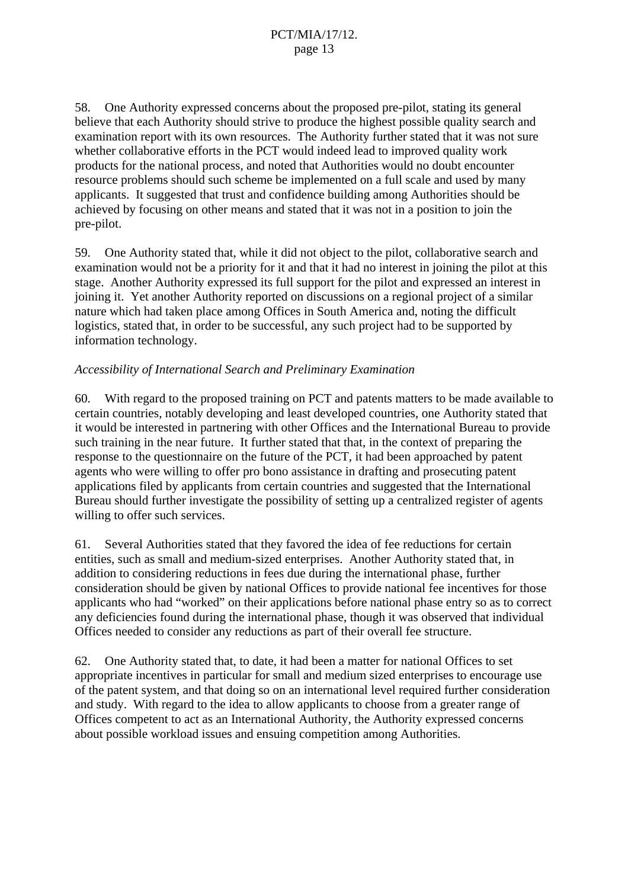58. One Authority expressed concerns about the proposed pre-pilot, stating its general believe that each Authority should strive to produce the highest possible quality search and examination report with its own resources. The Authority further stated that it was not sure whether collaborative efforts in the PCT would indeed lead to improved quality work products for the national process, and noted that Authorities would no doubt encounter resource problems should such scheme be implemented on a full scale and used by many applicants. It suggested that trust and confidence building among Authorities should be achieved by focusing on other means and stated that it was not in a position to join the pre-pilot.

59. One Authority stated that, while it did not object to the pilot, collaborative search and examination would not be a priority for it and that it had no interest in joining the pilot at this stage. Another Authority expressed its full support for the pilot and expressed an interest in joining it. Yet another Authority reported on discussions on a regional project of a similar nature which had taken place among Offices in South America and, noting the difficult logistics, stated that, in order to be successful, any such project had to be supported by information technology.

*Accessibility of International Search and Preliminary Examination*

60. With regard to the proposed training on PCT and patents matters to be made available to certain countries, notably developing and least developed countries, one Authority stated that it would be interested in partnering with other Offices and the International Bureau to provide such training in the near future. It further stated that that, in the context of preparing the response to the questionnaire on the future of the PCT, it had been approached by patent agents who were willing to offer pro bono assistance in drafting and prosecuting patent applications filed by applicants from certain countries and suggested that the International Bureau should further investigate the possibility of setting up a centralized register of agents willing to offer such services.

61. Several Authorities stated that they favored the idea of fee reductions for certain entities, such as small and medium-sized enterprises. Another Authority stated that, in addition to considering reductions in fees due during the international phase, further consideration should be given by national Offices to provide national fee incentives for those applicants who had "worked" on their applications before national phase entry so as to correct any deficiencies found during the international phase, though it was observed that individual Offices needed to consider any reductions as part of their overall fee structure.

62. One Authority stated that, to date, it had been a matter for national Offices to set appropriate incentives in particular for small and medium sized enterprises to encourage use of the patent system, and that doing so on an international level required further consideration and study. With regard to the idea to allow applicants to choose from a greater range of Offices competent to act as an International Authority, the Authority expressed concerns about possible workload issues and ensuing competition among Authorities.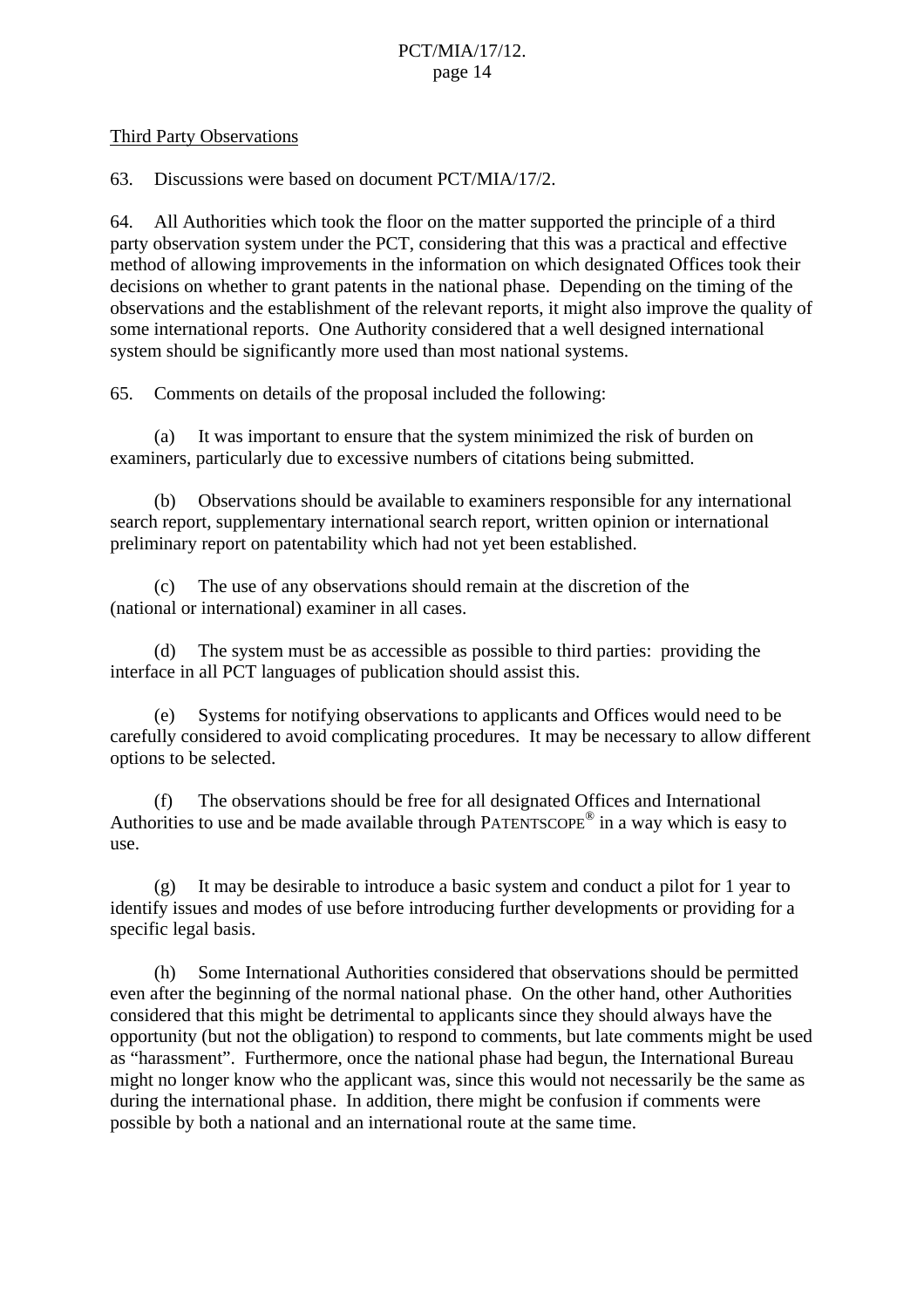Third Party Observations

63. Discussions were based on document PCT/MIA/17/2.

64. All Authorities which took the floor on the matter supported the principle of a third party observation system under the PCT, considering that this was a practical and effective method of allowing improvements in the information on which designated Offices took their decisions on whether to grant patents in the national phase. Depending on the timing of the observations and the establishment of the relevant reports, it might also improve the quality of some international reports. One Authority considered that a well designed international system should be significantly more used than most national systems.

65. Comments on details of the proposal included the following:

(a) It was important to ensure that the system minimized the risk of burden on examiners, particularly due to excessive numbers of citations being submitted.

(b) Observations should be available to examiners responsible for any international search report, supplementary international search report, written opinion or international preliminary report on patentability which had not yet been established.

(c) The use of any observations should remain at the discretion of the (national or international) examiner in all cases.

(d) The system must be as accessible as possible to third parties: providing the interface in all PCT languages of publication should assist this.

(e) Systems for notifying observations to applicants and Offices would need to be carefully considered to avoid complicating procedures. It may be necessary to allow different options to be selected.

(f) The observations should be free for all designated Offices and International Authorities to use and be made available through PATENTSCOPE® in a way which is easy to use.

(g) It may be desirable to introduce a basic system and conduct a pilot for 1 year to identify issues and modes of use before introducing further developments or providing for a specific legal basis.

(h) Some International Authorities considered that observations should be permitted even after the beginning of the normal national phase. On the other hand, other Authorities considered that this might be detrimental to applicants since they should always have the opportunity (but not the obligation) to respond to comments, but late comments might be used as “harassment”. Furthermore, once the national phase had begun, the International Bureau might no longer know who the applicant was, since this would not necessarily be the same as during the international phase. In addition, there might be confusion if comments were possible by both a national and an international route at the same time.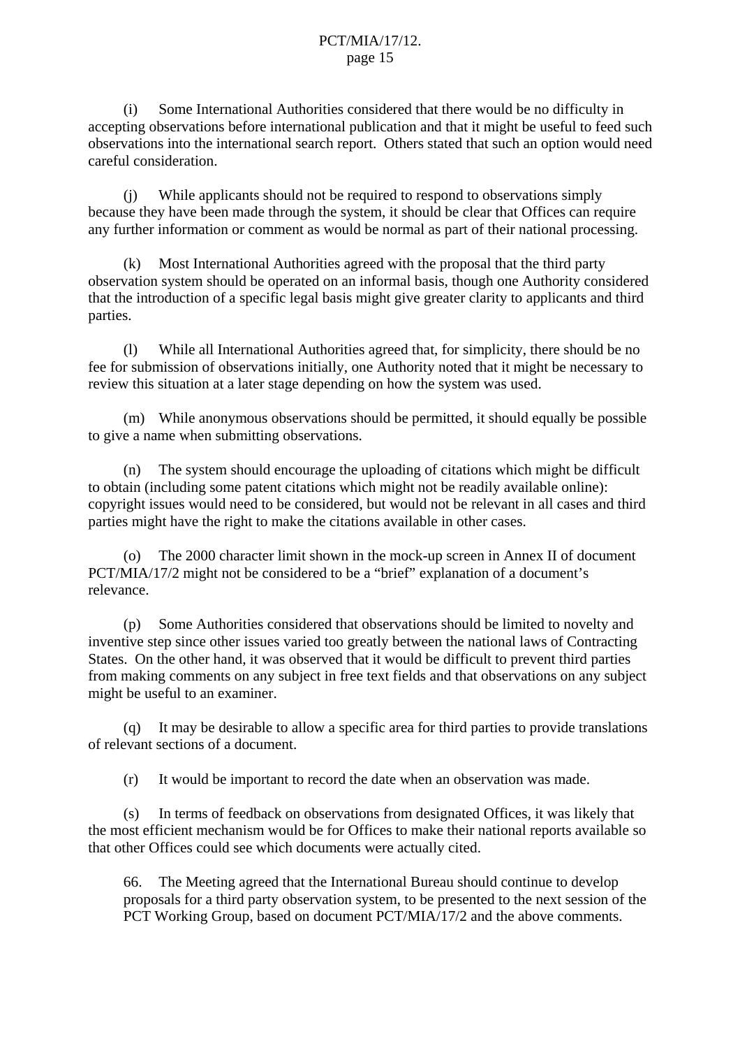(i) Some International Authorities considered that there would be no difficulty in accepting observations before international publication and that it might be useful to feed such observations into the international search report. Others stated that such an option would need careful consideration.

(j) While applicants should not be required to respond to observations simply because they have been made through the system, it should be clear that Offices can require any further information or comment as would be normal as part of their national processing.

(k) Most International Authorities agreed with the proposal that the third party observation system should be operated on an informal basis, though one Authority considered that the introduction of a specific legal basis might give greater clarity to applicants and third parties.

(l) While all International Authorities agreed that, for simplicity, there should be no fee for submission of observations initially, one Authority noted that it might be necessary to review this situation at a later stage depending on how the system was used.

(m) While anonymous observations should be permitted, it should equally be possible to give a name when submitting observations.

(n) The system should encourage the uploading of citations which might be difficult to obtain (including some patent citations which might not be readily available online): copyright issues would need to be considered, but would not be relevant in all cases and third parties might have the right to make the citations available in other cases.

(o) The 2000 character limit shown in the mock-up screen in Annex II of document PCT/MIA/17/2 might not be considered to be a "brief" explanation of a document's relevance.

(p) Some Authorities considered that observations should be limited to novelty and inventive step since other issues varied too greatly between the national laws of Contracting States. On the other hand, it was observed that it would be difficult to prevent third parties from making comments on any subject in free text fields and that observations on any subject might be useful to an examiner.

(q) It may be desirable to allow a specific area for third parties to provide translations of relevant sections of a document.

(r) It would be important to record the date when an observation was made.

(s) In terms of feedback on observations from designated Offices, it was likely that the most efficient mechanism would be for Offices to make their national reports available so that other Offices could see which documents were actually cited.

66. The Meeting agreed that the International Bureau should continue to develop proposals for a third party observation system, to be presented to the next session of the PCT Working Group, based on document PCT/MIA/17/2 and the above comments.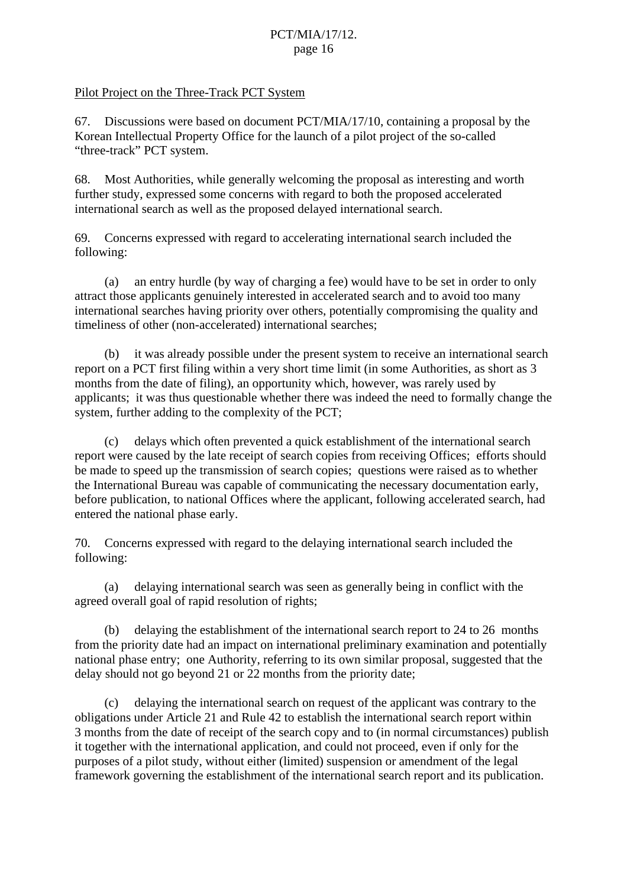Pilot Project on the Three-Track PCT System

67. Discussions were based on document PCT/MIA/17/10, containing a proposal by the Korean Intellectual Property Office for the launch of a pilot project of the so-called "three-track" PCT system.

68. Most Authorities, while generally welcoming the proposal as interesting and worth further study, expressed some concerns with regard to both the proposed accelerated international search as well as the proposed delayed international search.

69. Concerns expressed with regard to accelerating international search included the following:

(a) an entry hurdle (by way of charging a fee) would have to be set in order to only attract those applicants genuinely interested in accelerated search and to avoid too many international searches having priority over others, potentially compromising the quality and timeliness of other (non-accelerated) international searches;

(b) it was already possible under the present system to receive an international search report on a PCT first filing within a very short time limit (in some Authorities, as short as 3 months from the date of filing), an opportunity which, however, was rarely used by applicants; it was thus questionable whether there was indeed the need to formally change the system, further adding to the complexity of the PCT;

(c) delays which often prevented a quick establishment of the international search report were caused by the late receipt of search copies from receiving Offices; efforts should be made to speed up the transmission of search copies; questions were raised as to whether the International Bureau was capable of communicating the necessary documentation early, before publication, to national Offices where the applicant, following accelerated search, had entered the national phase early.

70. Concerns expressed with regard to the delaying international search included the following:

(a) delaying international search was seen as generally being in conflict with the agreed overall goal of rapid resolution of rights;

(b) delaying the establishment of the international search report to 24 to 26 months from the priority date had an impact on international preliminary examination and potentially national phase entry; one Authority, referring to its own similar proposal, suggested that the delay should not go beyond 21 or 22 months from the priority date;

(c) delaying the international search on request of the applicant was contrary to the obligations under Article 21 and Rule 42 to establish the international search report within 3 months from the date of receipt of the search copy and to (in normal circumstances) publish it together with the international application, and could not proceed, even if only for the purposes of a pilot study, without either (limited) suspension or amendment of the legal framework governing the establishment of the international search report and its publication.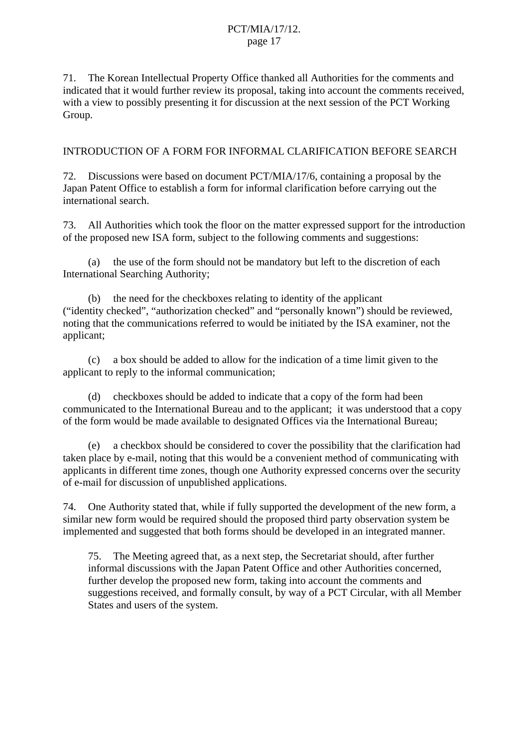71. The Korean Intellectual Property Office thanked all Authorities for the comments and indicated that it would further review its proposal, taking into account the comments received, with a view to possibly presenting it for discussion at the next session of the PCT Working Group.

## INTRODUCTION OF A FORM FOR INFORMAL CLARIFICATION BEFORE SEARCH

72. Discussions were based on document PCT/MIA/17/6, containing a proposal by the Japan Patent Office to establish a form for informal clarification before carrying out the international search.

73. All Authorities which took the floor on the matter expressed support for the introduction of the proposed new ISA form, subject to the following comments and suggestions:

(a) the use of the form should not be mandatory but left to the discretion of each International Searching Authority;

(b) the need for the checkboxes relating to identity of the applicant (“identity checked”, “authorization checked” and “personally known”) should be reviewed, noting that the communications referred to would be initiated by the ISA examiner, not the applicant;

(c) a box should be added to allow for the indication of a time limit given to the applicant to reply to the informal communication;

(d) checkboxes should be added to indicate that a copy of the form had been communicated to the International Bureau and to the applicant; it was understood that a copy of the form would be made available to designated Offices via the International Bureau;

(e) a checkbox should be considered to cover the possibility that the clarification had taken place by e-mail, noting that this would be a convenient method of communicating with applicants in different time zones, though one Authority expressed concerns over the security of e-mail for discussion of unpublished applications.

74. One Authority stated that, while if fully supported the development of the new form, a similar new form would be required should the proposed third party observation system be implemented and suggested that both forms should be developed in an integrated manner.

> 75. The Meeting agreed that, as a next step, the Secretariat should, after further informal discussions with the Japan Patent Office and other Authorities concerned, further develop the proposed new form, taking into account the comments and suggestions received, and formally consult, by way of a PCT Circular, with all Member States and users of the system.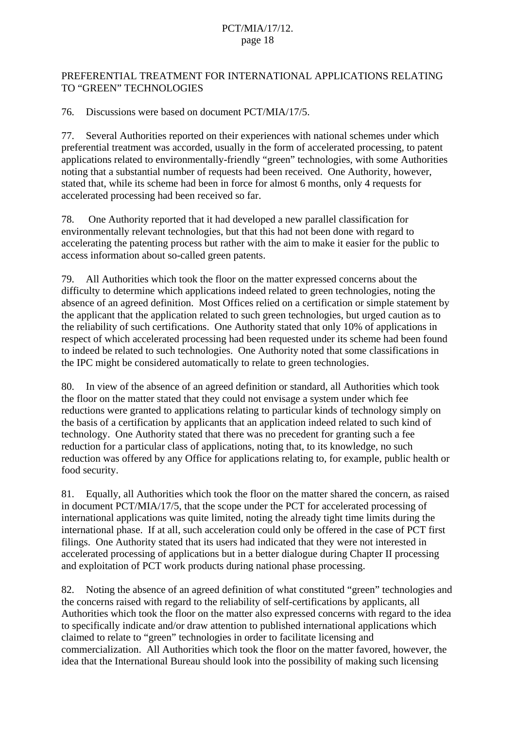## PREFERENTIAL TREATMENT FOR INTERNATIONAL APPLICATIONS RELATING TO “GREEN” TECHNOLOGIES

76. Discussions were based on document PCT/MIA/17/5.

77. Several Authorities reported on their experiences with national schemes under which preferential treatment was accorded, usually in the form of accelerated processing, to patent applications related to environmentally-friendly “green” technologies, with some Authorities noting that a substantial number of requests had been received. One Authority, however, stated that, while its scheme had been in force for almost 6 months, only 4 requests for accelerated processing had been received so far.

78. One Authority reported that it had developed a new parallel classification for environmentally relevant technologies, but that this had not been done with regard to accelerating the patenting process but rather with the aim to make it easier for the public to access information about so-called green patents.

79. All Authorities which took the floor on the matter expressed concerns about the difficulty to determine which applications indeed related to green technologies, noting the absence of an agreed definition. Most Offices relied on a certification or simple statement by the applicant that the application related to such green technologies, but urged caution as to the reliability of such certifications. One Authority stated that only 10% of applications in respect of which accelerated processing had been requested under its scheme had been found to indeed be related to such technologies. One Authority noted that some classifications in the IPC might be considered automatically to relate to green technologies.

80. In view of the absence of an agreed definition or standard, all Authorities which took the floor on the matter stated that they could not envisage a system under which fee reductions were granted to applications relating to particular kinds of technology simply on the basis of a certification by applicants that an application indeed related to such kind of technology. One Authority stated that there was no precedent for granting such a fee reduction for a particular class of applications, noting that, to its knowledge, no such reduction was offered by any Office for applications relating to, for example, public health or food security.

81. Equally, all Authorities which took the floor on the matter shared the concern, as raised in document PCT/MIA/17/5, that the scope under the PCT for accelerated processing of international applications was quite limited, noting the already tight time limits during the international phase. If at all, such acceleration could only be offered in the case of PCT first filings. One Authority stated that its users had indicated that they were not interested in accelerated processing of applications but in a better dialogue during Chapter II processing and exploitation of PCT work products during national phase processing.

82. Noting the absence of an agreed definition of what constituted “green” technologies and the concerns raised with regard to the reliability of self-certifications by applicants, all Authorities which took the floor on the matter also expressed concerns with regard to the idea to specifically indicate and/or draw attention to published international applications which claimed to relate to “green” technologies in order to facilitate licensing and commercialization. All Authorities which took the floor on the matter favored, however, the idea that the International Bureau should look into the possibility of making such licensing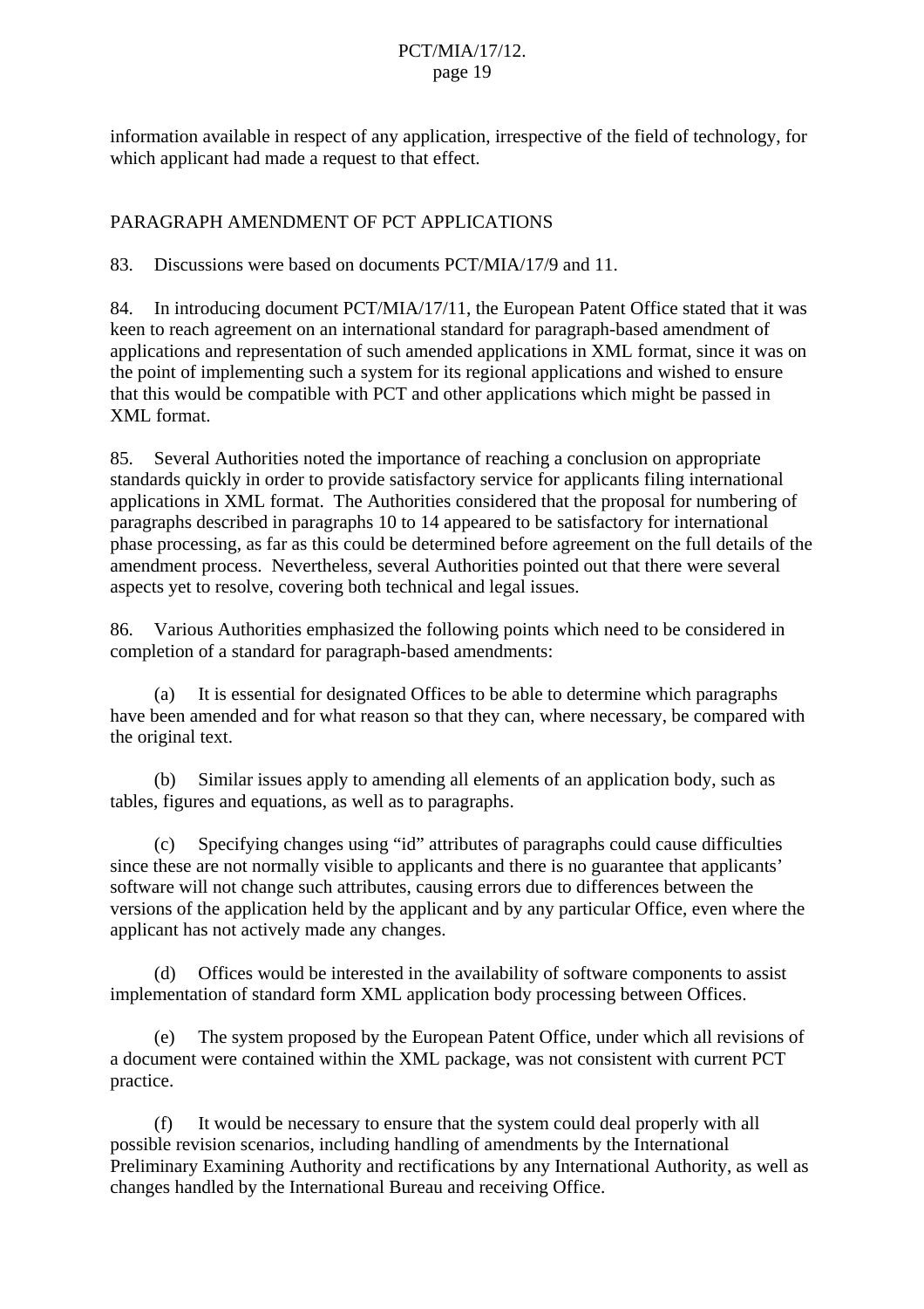information available in respect of any application, irrespective of the field of technology, for which applicant had made a request to that effect.

## PARAGRAPH AMENDMENT OF PCT APPLICATIONS

83. Discussions were based on documents PCT/MIA/17/9 and 11.

84. In introducing document PCT/MIA/17/11, the European Patent Office stated that it was keen to reach agreement on an international standard for paragraph-based amendment of applications and representation of such amended applications in XML format, since it was on the point of implementing such a system for its regional applications and wished to ensure that this would be compatible with PCT and other applications which might be passed in XML format.

85. Several Authorities noted the importance of reaching a conclusion on appropriate standards quickly in order to provide satisfactory service for applicants filing international applications in XML format. The Authorities considered that the proposal for numbering of paragraphs described in paragraphs 10 to 14 appeared to be satisfactory for international phase processing, as far as this could be determined before agreement on the full details of the amendment process. Nevertheless, several Authorities pointed out that there were several aspects yet to resolve, covering both technical and legal issues.

86. Various Authorities emphasized the following points which need to be considered in completion of a standard for paragraph-based amendments:

(a) It is essential for designated Offices to be able to determine which paragraphs have been amended and for what reason so that they can, where necessary, be compared with the original text.

(b) Similar issues apply to amending all elements of an application body, such as tables, figures and equations, as well as to paragraphs.

(c) Specifying changes using "id" attributes of paragraphs could cause difficulties since these are not normally visible to applicants and there is no guarantee that applicants' software will not change such attributes, causing errors due to differences between the versions of the application held by the applicant and by any particular Office, even where the applicant has not actively made any changes.

(d) Offices would be interested in the availability of software components to assist implementation of standard form XML application body processing between Offices.

(e) The system proposed by the European Patent Office, under which all revisions of a document were contained within the XML package, was not consistent with current PCT practice.

(f) It would be necessary to ensure that the system could deal properly with all possible revision scenarios, including handling of amendments by the International Preliminary Examining Authority and rectifications by any International Authority, as well as changes handled by the International Bureau and receiving Office.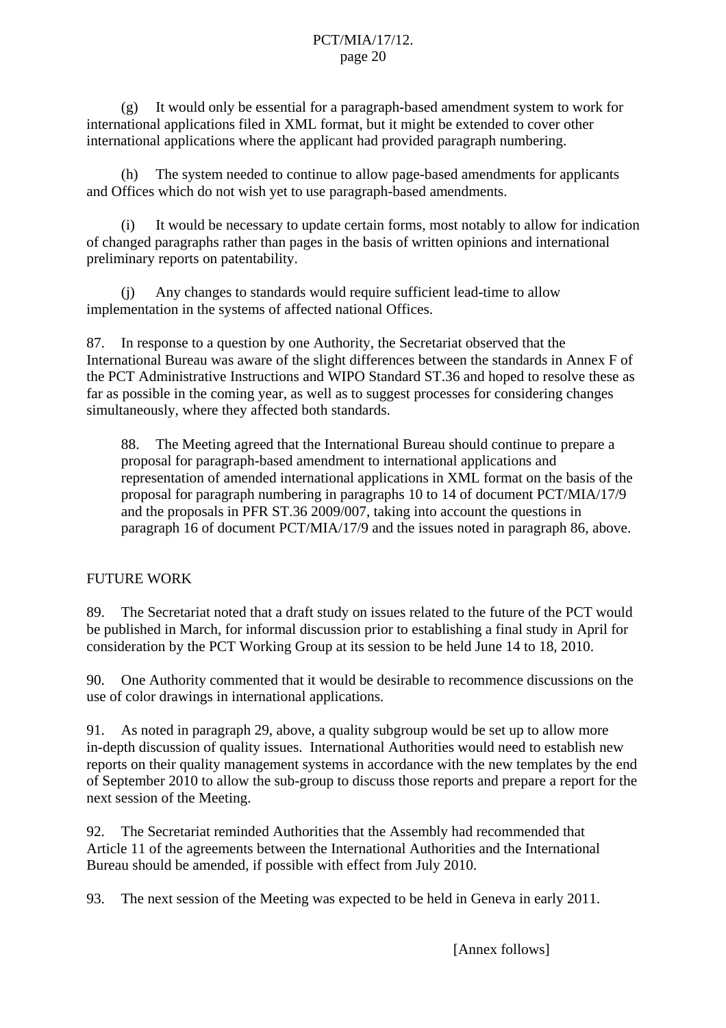(g) It would only be essential for a paragraph-based amendment system to work for international applications filed in XML format, but it might be extended to cover other international applications where the applicant had provided paragraph numbering.

(h) The system needed to continue to allow page-based amendments for applicants and Offices which do not wish yet to use paragraph-based amendments.

(i) It would be necessary to update certain forms, most notably to allow for indication of changed paragraphs rather than pages in the basis of written opinions and international preliminary reports on patentability.

(j) Any changes to standards would require sufficient lead-time to allow implementation in the systems of affected national Offices.

87. In response to a question by one Authority, the Secretariat observed that the International Bureau was aware of the slight differences between the standards in Annex F of the PCT Administrative Instructions and WIPO Standard ST.36 and hoped to resolve these as far as possible in the coming year, as well as to suggest processes for considering changes simultaneously, where they affected both standards.

> 88. The Meeting agreed that the International Bureau should continue to prepare a proposal for paragraph-based amendment to international applications and representation of amended international applications in XML format on the basis of the proposal for paragraph numbering in paragraphs 10 to 14 of document PCT/MIA/17/9 and the proposals in PFR ST.36 2009/007, taking into account the questions in paragraph 16 of document PCT/MIA/17/9 and the issues noted in paragraph 86, above.

## FUTURE WORK

89. The Secretariat noted that a draft study on issues related to the future of the PCT would be published in March, for informal discussion prior to establishing a final study in April for consideration by the PCT Working Group at its session to be held June 14 to 18, 2010.

90. One Authority commented that it would be desirable to recommence discussions on the use of color drawings in international applications.

91. As noted in paragraph 29, above, a quality subgroup would be set up to allow more in-depth discussion of quality issues. International Authorities would need to establish new reports on their quality management systems in accordance with the new templates by the end of September 2010 to allow the sub-group to discuss those reports and prepare a report for the next session of the Meeting.

92. The Secretariat reminded Authorities that the Assembly had recommended that Article 11 of the agreements between the International Authorities and the International Bureau should be amended, if possible with effect from July 2010.

93. The next session of the Meeting was expected to be held in Geneva in early 2011.

[Annex follows]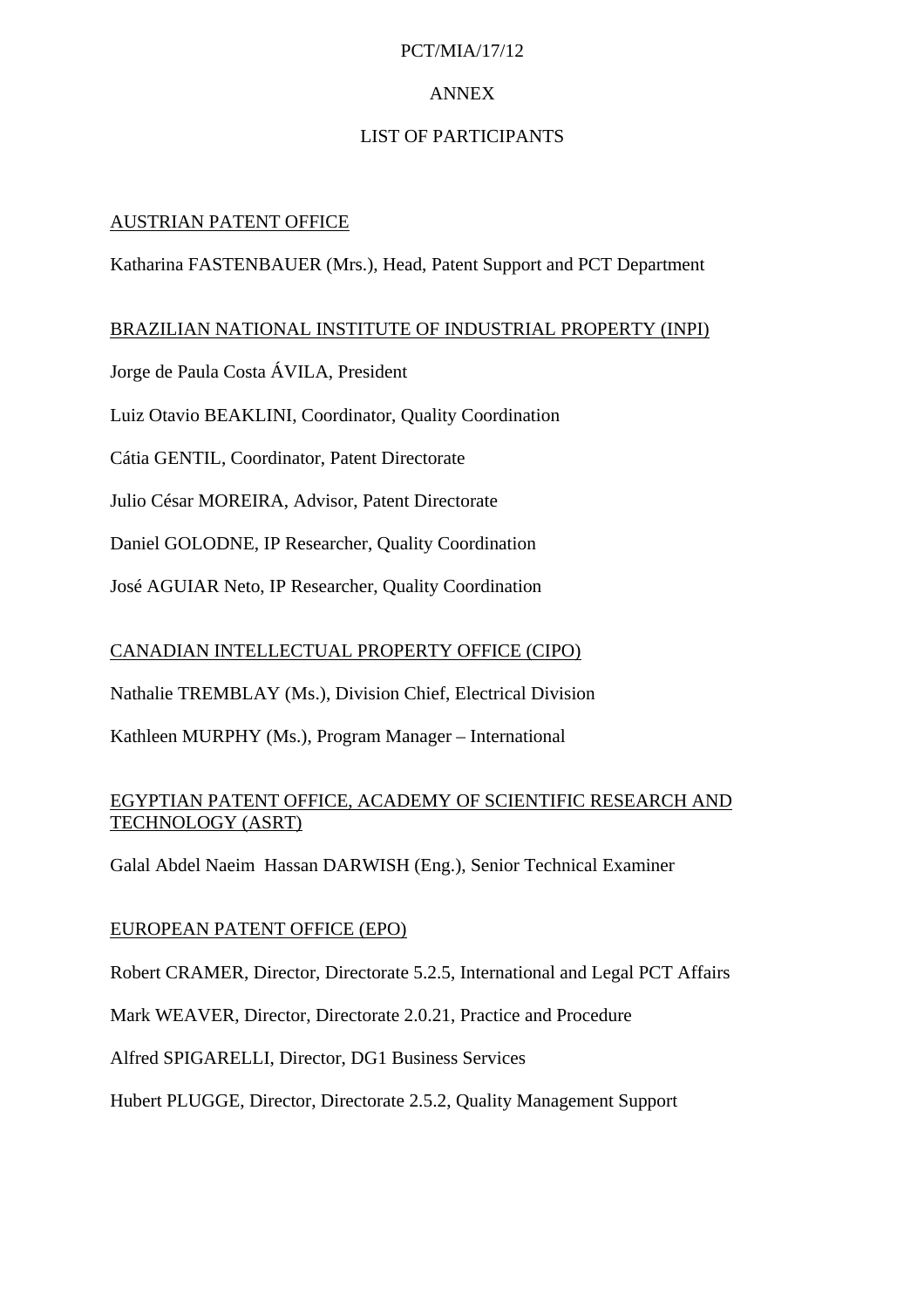ANNEX

LIST OF PARTICIPANTS

AUSTRIAN PATENT OFFICE

Katharina FASTENBAUER (Mrs.), Head, Patent Support and PCT Department

BRAZILIAN NATIONAL INSTITUTE OF INDUSTRIAL PROPERTY (INPI)

Jorge de Paula Costa ÁVILA, President

Luiz Otavio BEAKLINI, Coordinator, Quality Coordination

Cátia GENTIL, Coordinator, Patent Directorate

Julio César MOREIRA, Advisor, Patent Directorate

Daniel GOLODNE, IP Researcher, Quality Coordination

José AGUIAR Neto, IP Researcher, Quality Coordination

CANADIAN INTELLECTUAL PROPERTY OFFICE (CIPO)

Nathalie TREMBLAY (Ms.), Division Chief, Electrical Division

Kathleen MURPHY (Ms.), Program Manager – International

EGYPTIAN PATENT OFFICE, ACADEMY OF SCIENTIFIC RESEARCH AND TECHNOLOGY (ASRT)

Galal Abdel Naeim Hassan DARWISH (Eng.), Senior Technical Examiner

EUROPEAN PATENT OFFICE (EPO)

Robert CRAMER, Director, Directorate 5.2.5, International and Legal PCT Affairs

Mark WEAVER, Director, Directorate 2.0.21, Practice and Procedure

Alfred SPIGARELLI, Director, DG1 Business Services

Hubert PLUGGE, Director, Directorate 2.5.2, Quality Management Support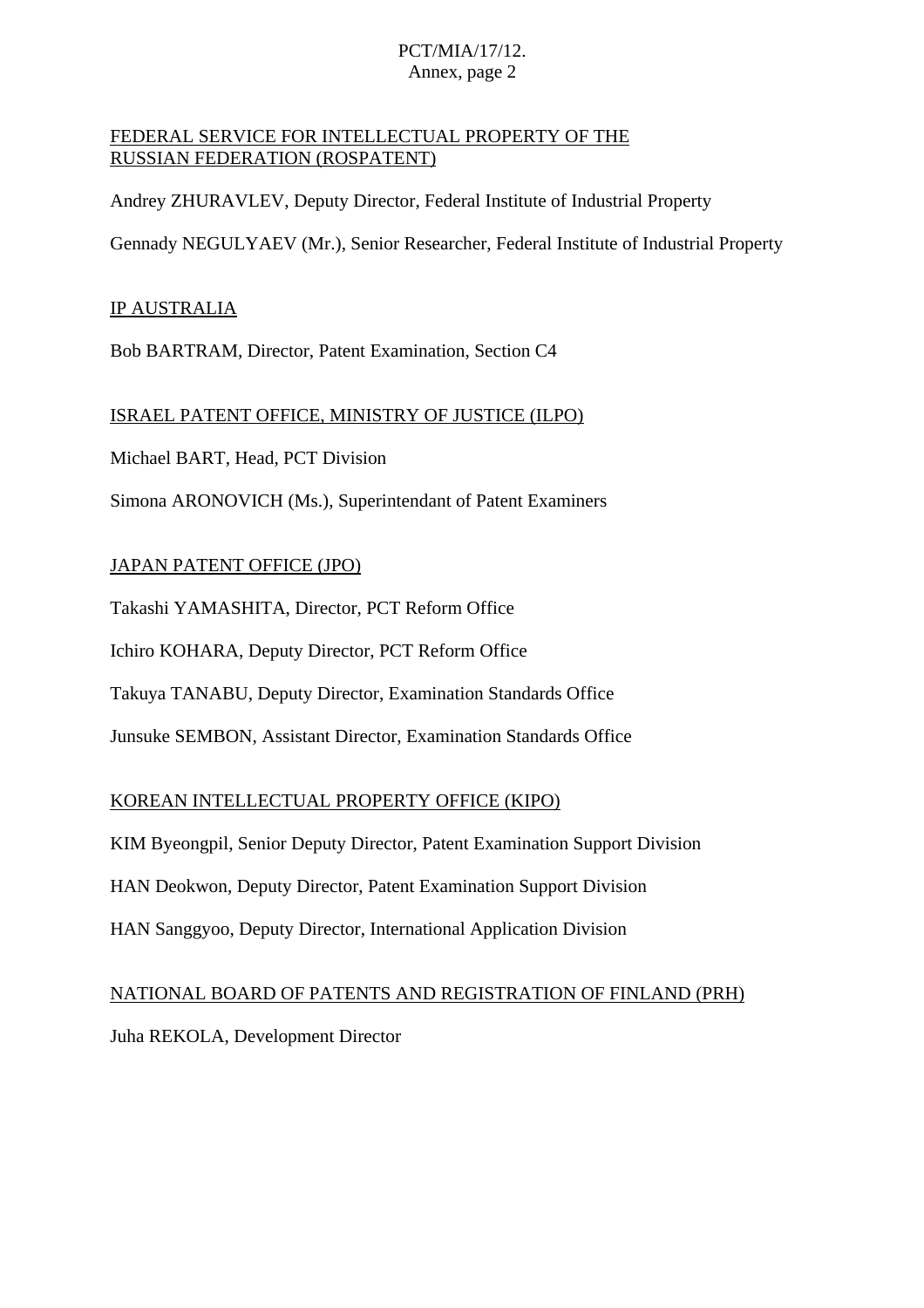<u>FEDERAL SERVICE FOR INTELLECTUAL PROPERTY OF THE RUSSIAN FEDERATION (ROSPATENT)</u>

Andrey ZHURAVLEV, Deputy Director, Federal Institute of Industrial Property

Gennady NEGULYAEV (Mr.), Senior Researcher, Federal Institute of Industrial Property

<u>IP AUSTRALIA</u>

Bob BARTRAM, Director, Patent Examination, Section C4

<u>ISRAEL PATENT OFFICE, MINISTRY OF JUSTICE (ILPO)</u>

Michael BART, Head, PCT Division

Simona ARONOVICH (Ms.), Superintendant of Patent Examiners

<u>JAPAN PATENT OFFICE (JPO)</u>

Takashi YAMASHITA, Director, PCT Reform Office

Ichiro KOHARA, Deputy Director, PCT Reform Office

Takuya TANABU, Deputy Director, Examination Standards Office

Junsuke SEMBON, Assistant Director, Examination Standards Office

<u>KOREAN INTELLECTUAL PROPERTY OFFICE (KIPO)</u>

KIM Byeongpil, Senior Deputy Director, Patent Examination Support Division

HAN Deokwon, Deputy Director, Patent Examination Support Division

HAN Sanggyoo, Deputy Director, International Application Division

<u>NATIONAL BOARD OF PATENTS AND REGISTRATION OF FINLAND (PRH)</u>

Juha REKOLA, Development Director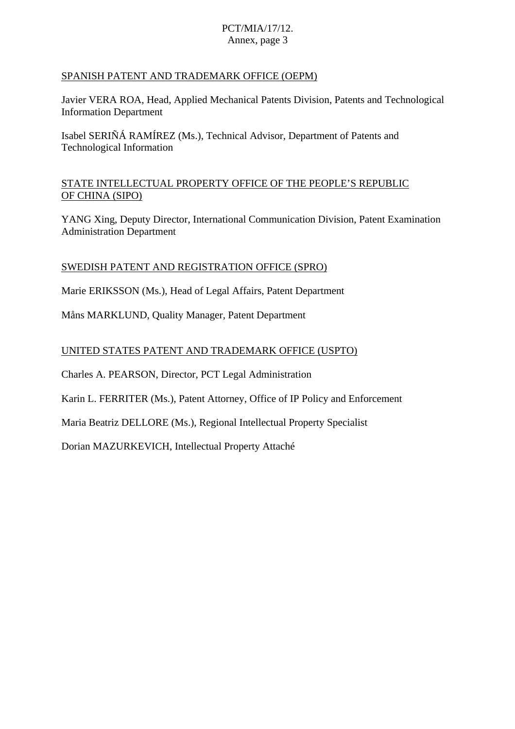SPANISH PATENT AND TRADEMARK OFFICE (OEPM)

Javier VERA ROA, Head, Applied Mechanical Patents Division, Patents and Technological Information Department

Isabel SERIÑÁ RAMÍREZ (Ms.), Technical Advisor, Department of Patents and Technological Information

STATE INTELLECTUAL PROPERTY OFFICE OF THE PEOPLE'S REPUBLIC OF CHINA (SIPO)

YANG Xing, Deputy Director, International Communication Division, Patent Examination Administration Department

SWEDISH PATENT AND REGISTRATION OFFICE (SPRO)

Marie ERIKSSON (Ms.), Head of Legal Affairs, Patent Department

Måns MARKLUND, Quality Manager, Patent Department

UNITED STATES PATENT AND TRADEMARK OFFICE (USPTO)

Charles A. PEARSON, Director, PCT Legal Administration

Karin L. FERRITER (Ms.), Patent Attorney, Office of IP Policy and Enforcement

Maria Beatriz DELLORE (Ms.), Regional Intellectual Property Specialist

Dorian MAZURKEVICH, Intellectual Property Attaché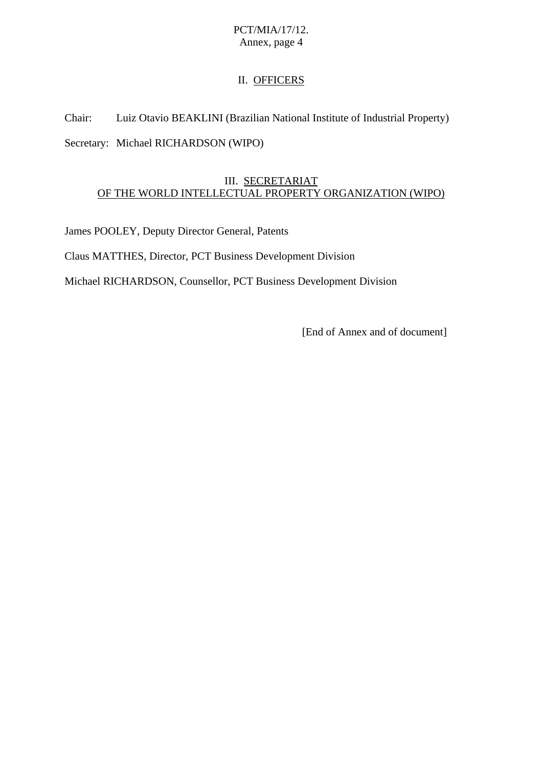## II. OFFICERS

Chair: Luiz Otavio BEAKLINI (Brazilian National Institute of Industrial Property)

Secretary: Michael RICHARDSON (WIPO)

## III. SECRETARIAT OF THE WORLD INTELLECTUAL PROPERTY ORGANIZATION (WIPO)

James POOLEY, Deputy Director General, Patents

Claus MATTHES, Director, PCT Business Development Division

Michael RICHARDSON, Counsellor, PCT Business Development Division

[End of Annex and of document]